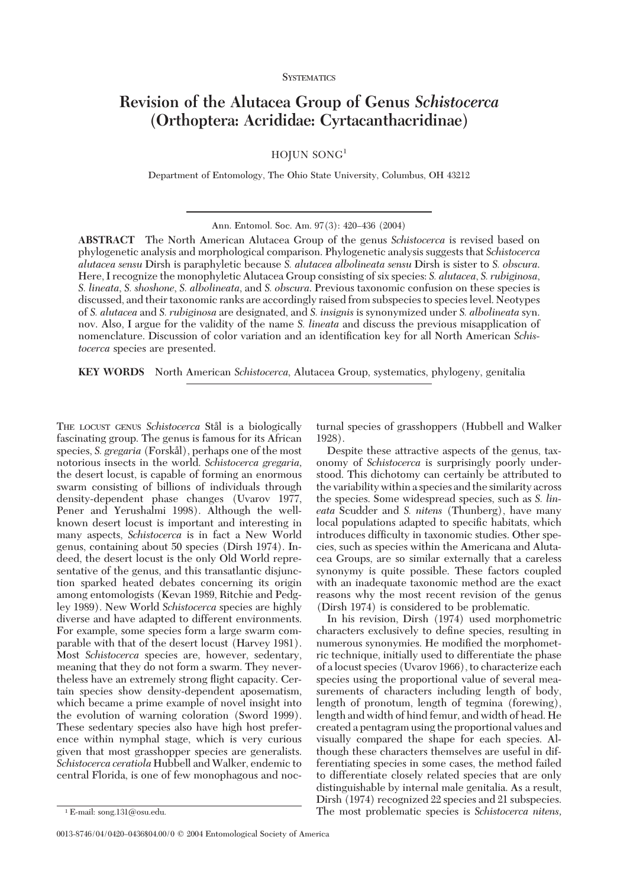SYSTEMATICS

# Revision of the Alutacea Group of Genus *Schistocerca* (Orthoptera: Acrididae: Cyrtacanthacridinae)

HOJUN SONG[1]

Department of Entomology, The Ohio State University, Columbus, OH 43212

Ann. Entomol. Soc. Am. 97(3): 420–436 (2004)

**ABSTRACT** The North American Alutacea Group of the genus *Schistocerca* is revised based on phylogenetic analysis and morphological comparison. Phylogenetic analysis suggests that *Schistocerca alutacea sensu* Dirsh is paraphyletic because *S. alutacea albolineata sensu* Dirsh is sister to *S. obscura*. Here, I recognize the monophyletic Alutacea Group consisting of six species: *S. alutacea*, *S. rubiginosa*, *S. lineata*, *S. shoshone*, *S. albolineata*, and *S. obscura*. Previous taxonomic confusion on these species is discussed, and their taxonomic ranks are accordingly raised from subspecies to species level. Neotypes of *S. alutacea* and *S. rubiginosa* are designated, and *S. insignis* is synonymized under *S. albolineata* syn. nov. Also, I argue for the validity of the name *S. lineata* and discuss the previous misapplication of nomenclature. Discussion of color variation and an identification key for all North American *Schistocerca* species are presented.

**KEY WORDS** North American *Schistocerca*, Alutacea Group, systematics, phylogeny, genitalia

THE LOCUST GENUS *Schistocerca* Stål is a biologically fascinating group. The genus is famous for its African species, *S. gregaria* (Forskål), perhaps one of the most notorious insects in the world. *Schistocerca gregaria*, the desert locust, is capable of forming an enormous swarm consisting of billions of individuals through density-dependent phase changes (Uvarov 1977, Pener and Yerushalmi 1998). Although the well-known desert locust is important and interesting in many aspects, *Schistocerca* is in fact a New World genus, containing about 50 species (Dirsh 1974). Indeed, the desert locust is the only Old World representative of the genus, and this transatlantic disjunction sparked heated debates concerning its origin among entomologists (Kevan 1989, Ritchie and Pedgley 1989). New World *Schistocerca* species are highly diverse and have adapted to different environments. For example, some species form a large swarm comparable with that of the desert locust (Harvey 1981). Most *Schistocerca* species are, however, sedentary, meaning that they do not form a swarm. They nevertheless have an extremely strong flight capacity. Certain species show density-dependent aposematism, which became a prime example of novel insight into the evolution of warning coloration (Sword 1999). These sedentary species also have high host preference within nymphal stage, which is very curious given that most grasshopper species are generalists. *Schistocerca ceratiola* Hubbell and Walker, endemic to central Florida, is one of few monophagous and nocturnal species of grasshoppers (Hubbell and Walker 1928).

Despite these attractive aspects of the genus, taxonomy of *Schistocerca* is surprisingly poorly understood. This dichotomy can certainly be attributed to the variability within a species and the similarity across the species. Some widespread species, such as *S. lineata* Scudder and *S. nitens* (Thunberg), have many local populations adapted to specific habitats, which introduces difficulty in taxonomic studies. Other species, such as species within the Americana and Alutacea Groups, are so similar externally that a careless synonymy is quite possible. These factors coupled with an inadequate taxonomic method are the exact reasons why the most recent revision of the genus (Dirsh 1974) is considered to be problematic.

In his revision, Dirsh (1974) used morphometric characters exclusively to define species, resulting in numerous synonymies. He modified the morphometric technique, initially used to differentiate the phase of a locust species (Uvarov 1966), to characterize each species using the proportional value of several measurements of characters including length of body, length of pronotum, length of tegmina (forewing), length and width of hind femur, and width of head. He created a pentagram using the proportional values and visually compared the shape for each species. Although these characters themselves are useful in differentiating species in some cases, the method failed to differentiate closely related species that are only distinguishable by internal male genitalia. As a result, Dirsh (1974) recognized 22 species and 21 subspecies. The most problematic species is *Schistocerca nitens*,

[1] E-mail: song.131@osu.edu.

0013-8746/04/0420–0436$04.00/0 © 2004 Entomological Society of America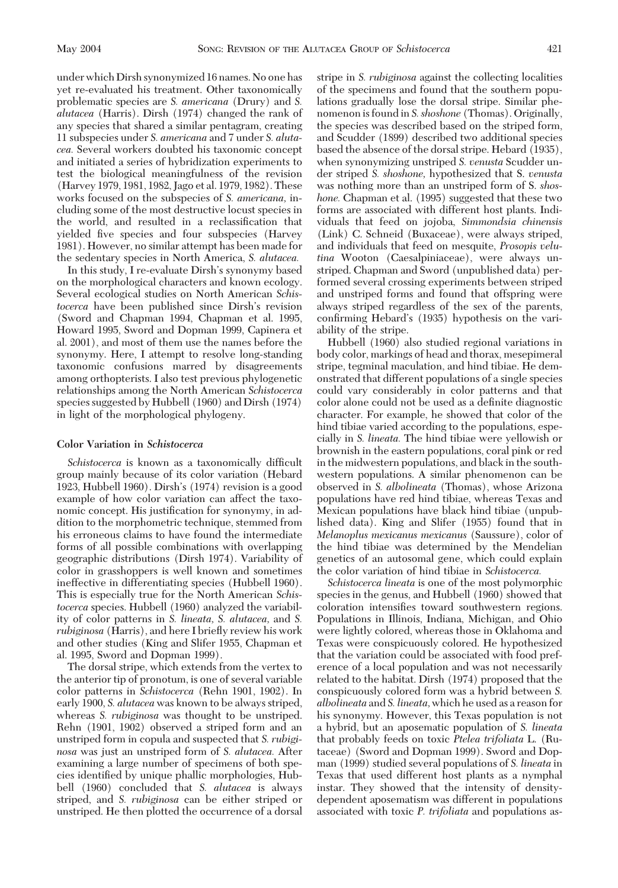under which Dirsh synonymized 16 names. No one has yet re-evaluated his treatment. Other taxonomically problematic species are *S. americana* (Drury) and *S. alutacea* (Harris). Dirsh (1974) changed the rank of any species that shared a similar pentagram, creating 11 subspecies under *S. americana* and 7 under *S. alutacea.* Several workers doubted his taxonomic concept and initiated a series of hybridization experiments to test the biological meaningfulness of the revision (Harvey 1979, 1981, 1982, Jago et al. 1979, 1982). These works focused on the subspecies of *S. americana,* including some of the most destructive locust species in the world, and resulted in a reclassification that yielded five species and four subspecies (Harvey 1981). However, no similar attempt has been made for the sedentary species in North America, *S. alutacea.*

In this study, I re-evaluate Dirsh's synonymy based on the morphological characters and known ecology. Several ecological studies on North American *Schistocerca* have been published since Dirsh's revision (Sword and Chapman 1994, Chapman et al. 1995, Howard 1995, Sword and Dopman 1999, Capinera et al. 2001), and most of them use the names before the synonymy. Here, I attempt to resolve long-standing taxonomic confusions marred by disagreements among orthopterists. I also test previous phylogenetic relationships among the North American *Schistocerca* species suggested by Hubbell (1960) and Dirsh (1974) in light of the morphological phylogeny.

### Color Variation in *Schistocerca*

*Schistocerca* is known as a taxonomically difficult group mainly because of its color variation (Hebard 1923, Hubbell 1960). Dirsh's (1974) revision is a good example of how color variation can affect the taxonomic concept. His justification for synonymy, in addition to the morphometric technique, stemmed from his erroneous claims to have found the intermediate forms of all possible combinations with overlapping geographic distributions (Dirsh 1974). Variability of color in grasshoppers is well known and sometimes ineffective in differentiating species (Hubbell 1960). This is especially true for the North American *Schistocerca* species. Hubbell (1960) analyzed the variability of color patterns in *S. lineata, S. alutacea,* and *S. rubiginosa* (Harris), and here I briefly review his work and other studies (King and Slifer 1955, Chapman et al. 1995, Sword and Dopman 1999).

The dorsal stripe, which extends from the vertex to the anterior tip of pronotum, is one of several variable color patterns in *Schistocerca* (Rehn 1901, 1902). In early 1900, *S. alutacea* was known to be always striped, whereas *S. rubiginosa* was thought to be unstriped. Rehn (1901, 1902) observed a striped form and an unstriped form in copula and suspected that *S. rubiginosa* was just an unstriped form of *S. alutacea.* After examining a large number of specimens of both species identified by unique phallic morphologies, Hubbell (1960) concluded that *S. alutacea* is always striped, and *S. rubiginosa* can be either striped or unstriped. He then plotted the occurrence of a dorsal stripe in *S. rubiginosa* against the collecting localities of the specimens and found that the southern populations gradually lose the dorsal stripe. Similar phenomenon is found in *S. shoshone* (Thomas). Originally, the species was described based on the striped form, and Scudder (1899) described two additional species based the absence of the dorsal stripe. Hebard (1935), when synonymizing unstriped *S. venusta* Scudder under striped *S. shoshone,* hypothesized that S. *venusta* was nothing more than an unstriped form of S. *shoshone.* Chapman et al. (1995) suggested that these two forms are associated with different host plants. Individuals that feed on jojoba, *Simmondsia chinensis* (Link) C. Schneid (Buxaceae), were always striped, and individuals that feed on mesquite, *Prosopis velutina* Wooton (Caesalpiniaceae), were always unstriped. Chapman and Sword (unpublished data) performed several crossing experiments between striped and unstriped forms and found that offspring were always striped regardless of the sex of the parents, confirming Hebard's (1935) hypothesis on the variability of the stripe.

Hubbell (1960) also studied regional variations in body color, markings of head and thorax, mesepimeral stripe, tegminal maculation, and hind tibiae. He demonstrated that different populations of a single species could vary considerably in color patterns and that color alone could not be used as a definite diagnostic character. For example, he showed that color of the hind tibiae varied according to the populations, especially in *S. lineata.* The hind tibiae were yellowish or brownish in the eastern populations, coral pink or red in the midwestern populations, and black in the southwestern populations. A similar phenomenon can be observed in *S. albolineata* (Thomas), whose Arizona populations have red hind tibiae, whereas Texas and Mexican populations have black hind tibiae (unpublished data). King and Slifer (1955) found that in *Melanoplus mexicanus mexicanus* (Saussure), color of the hind tibiae was determined by the Mendelian genetics of an autosomal gene, which could explain the color variation of hind tibiae in *Schistocerca.*

*Schistocerca lineata* is one of the most polymorphic species in the genus, and Hubbell (1960) showed that coloration intensifies toward southwestern regions. Populations in Illinois, Indiana, Michigan, and Ohio were lightly colored, whereas those in Oklahoma and Texas were conspicuously colored. He hypothesized that the variation could be associated with food preference of a local population and was not necessarily related to the habitat. Dirsh (1974) proposed that the conspicuously colored form was a hybrid between *S. albolineata* and *S. lineata,* which he used as a reason for his synonymy. However, this Texas population is not a hybrid, but an aposematic population of *S. lineata* that probably feeds on toxic *Ptelea trifoliata* L. (Rutaceae) (Sword and Dopman 1999). Sword and Dopman (1999) studied several populations of *S. lineata* in Texas that used different host plants as a nymphal instar. They showed that the intensity of density-dependent aposematism was different in populations associated with toxic *P. trifoliata* and populations as-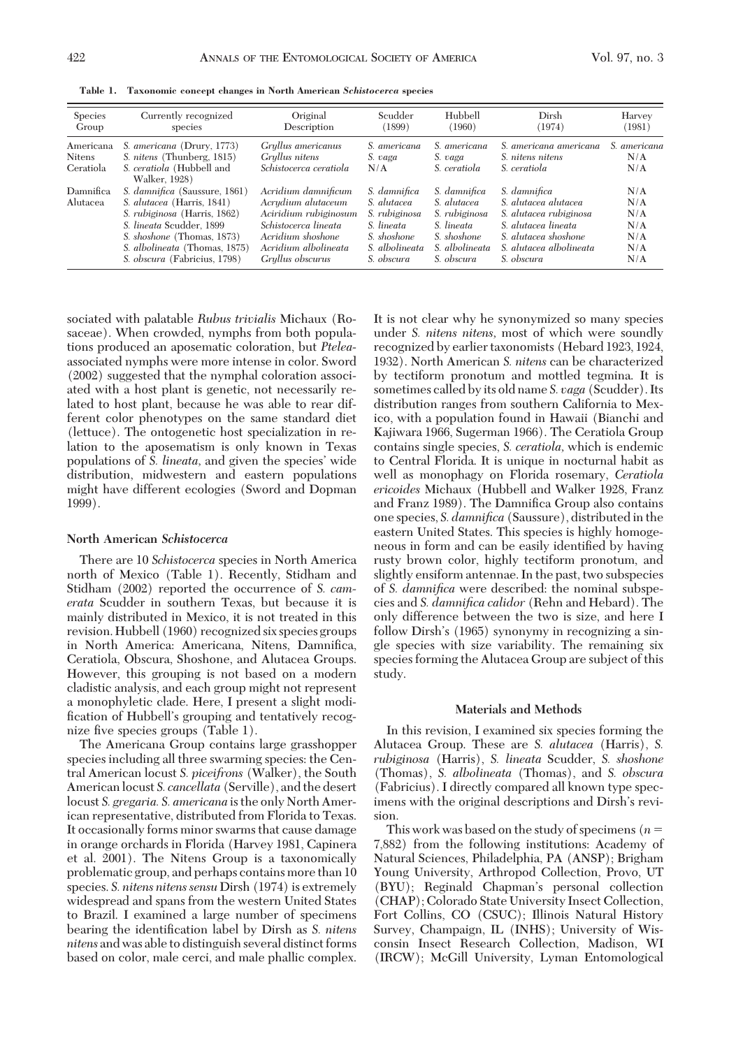**Table 1. Taxonomic concept changes in North American *Schistocerca* species**

| Species Group | Currently recognized species | Original Description | Scudder (1899) | Hubbell (1960) | Dirsh (1974) | Harvey (1981) |
|---|---|---|---|---|---|---|
| Americana | *S. americana* (Drury, 1773) | *Gryllus americanus* | *S. americana* | *S. americana* | *S. americana americana* | *S. americana* |
| Nitens | *S. nitens* (Thunberg, 1815) | *Gryllus nitens* | *S. vaga* | *S. vaga* | *S. nitens nitens* | N/A |
| Ceratiola | *S. ceratiola* (Hubbell and Walker, 1928) | *Schistocerca ceratiola* | N/A | *S. ceratiola* | *S. ceratiola* | N/A |
| Damnifica | *S. damnifica* (Saussure, 1861) | *Acridium damnificum* | *S. damnifica* | *S. damnifica* | *S. damnifica* | N/A |
| Alutacea | *S. alutacea* (Harris, 1841) | *Acrydium alutaceum* | *S. alutacea* | *S. alutacea* | *S. alutacea alutacea* | N/A |
| | *S. rubiginosa* (Harris, 1862) | *Aciridium rubiginosum* | *S. rubiginosa* | *S. rubiginosa* | *S. alutacea rubiginosa* | N/A |
| | *S. lineata* Scudder, 1899 | *Schistocerca lineata* | *S. lineata* | *S. lineata* | *S. alutacea lineata* | N/A |
| | *S. shoshone* (Thomas, 1873) | *Acridium shoshone* | *S. shoshone* | *S. shoshone* | *S. alutacea shoshone* | N/A |
| | *S. albolineata* (Thomas, 1875) | *Acridium albolineata* | *S. albolineata* | *S. albolineata* | *S. alutacea albolineata* | N/A |
| | *S. obscura* (Fabricius, 1798) | *Gryllus obscurus* | *S. obscura* | *S. obscura* | *S. obscura* | N/A |

sociated with palatable *Rubus trivialis* Michaux (Rosaceae). When crowded, nymphs from both populations produced an aposematic coloration, but *Ptelea*-associated nymphs were more intense in color. Sword (2002) suggested that the nymphal coloration associated with a host plant is genetic, not necessarily related to host plant, because he was able to rear different color phenotypes on the same standard diet (lettuce). The ontogenetic host specialization in relation to the aposematism is only known in Texas populations of *S. lineata*, and given the species' wide distribution, midwestern and eastern populations might have different ecologies (Sword and Dopman 1999).

#### North American *Schistocerca*

There are 10 *Schistocerca* species in North America north of Mexico (Table 1). Recently, Stidham and Stidham (2002) reported the occurrence of *S. camerata* Scudder in southern Texas, but because it is mainly distributed in Mexico, it is not treated in this revision. Hubbell (1960) recognized six species groups in North America: Americana, Nitens, Damnifica, Ceratiola, Obscura, Shoshone, and Alutacea Groups. However, this grouping is not based on a modern cladistic analysis, and each group might not represent a monophyletic clade. Here, I present a slight modification of Hubbell's grouping and tentatively recognize five species groups (Table 1).

The Americana Group contains large grasshopper species including all three swarming species: the Central American locust *S. piceifrons* (Walker), the South American locust *S. cancellata* (Serville), and the desert locust *S. gregaria*. *S. americana* is the only North American representative, distributed from Florida to Texas. It occasionally forms minor swarms that cause damage in orange orchards in Florida (Harvey 1981, Capinera et al. 2001). The Nitens Group is a taxonomically problematic group, and perhaps contains more than 10 species. *S. nitens nitens sensu* Dirsh (1974) is extremely widespread and spans from the western United States to Brazil. I examined a large number of specimens bearing the identification label by Dirsh as *S. nitens nitens* and was able to distinguish several distinct forms based on color, male cerci, and male phallic complex. It is not clear why he synonymized so many species under *S. nitens nitens*, most of which were soundly recognized by earlier taxonomists (Hebard 1923, 1924, 1932). North American *S. nitens* can be characterized by tectiform pronotum and mottled tegmina. It is sometimes called by its old name *S. vaga* (Scudder). Its distribution ranges from southern California to Mexico, with a population found in Hawaii (Bianchi and Kajiwara 1966, Sugerman 1966). The Ceratiola Group contains single species, *S. ceratiola*, which is endemic to Central Florida. It is unique in nocturnal habit as well as monophagy on Florida rosemary, *Ceratiola ericoides* Michaux (Hubbell and Walker 1928, Franz and Franz 1989). The Damnifica Group also contains one species, *S. damnifica* (Saussure), distributed in the eastern United States. This species is highly homogeneous in form and can be easily identified by having rusty brown color, highly tectiform pronotum, and slightly ensiform antennae. In the past, two subspecies of *S. damnifica* were described: the nominal subspecies and *S. damnifica calidor* (Rehn and Hebard). The only difference between the two is size, and here I follow Dirsh's (1965) synonymy in recognizing a single species with size variability. The remaining six species forming the Alutacea Group are subject of this study.

## Materials and Methods

In this revision, I examined six species forming the Alutacea Group. These are *S. alutacea* (Harris), *S. rubiginosa* (Harris), *S. lineata* Scudder, *S. shoshone* (Thomas), *S. albolineata* (Thomas), and *S. obscura* (Fabricius). I directly compared all known type specimens with the original descriptions and Dirsh's revision.

This work was based on the study of specimens ($n$ = 7,882) from the following institutions: Academy of Natural Sciences, Philadelphia, PA (ANSP); Brigham Young University, Arthropod Collection, Provo, UT (BYU); Reginald Chapman's personal collection (CHAP); Colorado State University Insect Collection, Fort Collins, CO (CSUC); Illinois Natural History Survey, Champaign, IL (INHS); University of Wisconsin Insect Research Collection, Madison, WI (IRCW); McGill University, Lyman Entomological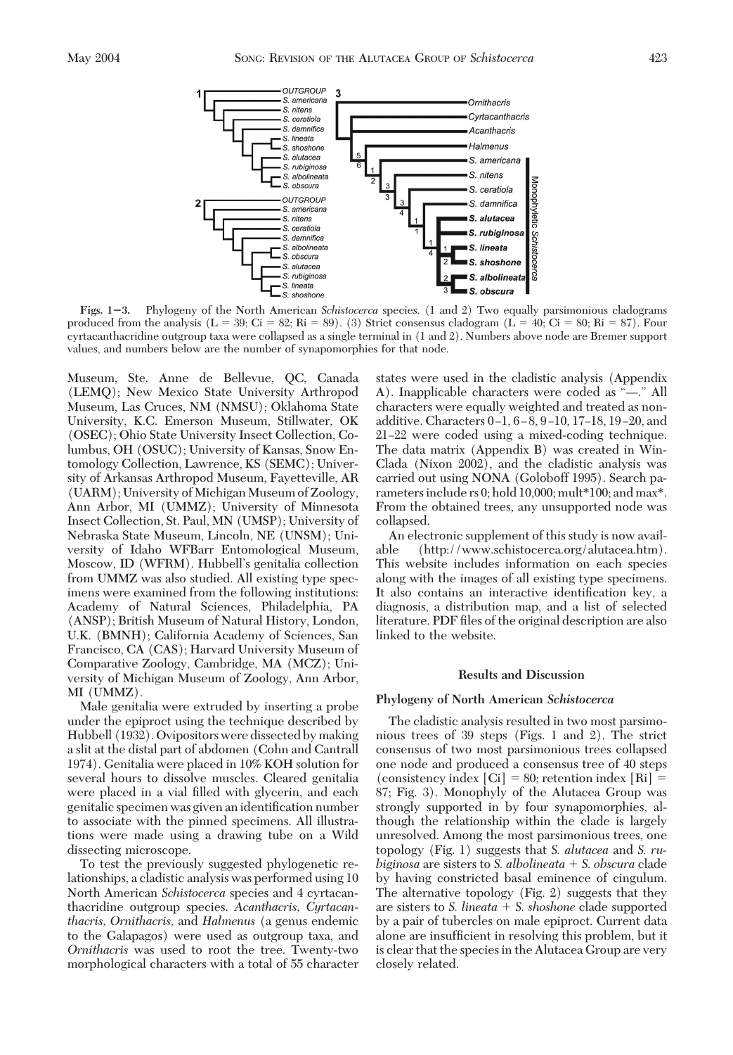**Figs. 1–3.** Phylogeny of the North American *Schistocerca* species. (1 and 2) Two equally parsimonious cladograms produced from the analysis (L = 39; Ci = 82; Ri = 89). (3) Strict consensus cladogram (L = 40; Ci = 80; Ri = 87). Four cyrtacanthacridine outgroup taxa were collapsed as a single terminal in (1 and 2). Numbers above node are Bremer support values, and numbers below are the number of synapomorphies for that node.

Museum, Ste. Anne de Bellevue, QC, Canada (LEMQ); New Mexico State University Arthropod Museum, Las Cruces, NM (NMSU); Oklahoma State University, K.C. Emerson Museum, Stillwater, OK (OSEC); Ohio State University Insect Collection, Columbus, OH (OSUC); University of Kansas, Snow Entomology Collection, Lawrence, KS (SEMC); University of Arkansas Arthropod Museum, Fayetteville, AR (UARM); University of Michigan Museum of Zoology, Ann Arbor, MI (UMMZ); University of Minnesota Insect Collection, St. Paul, MN (UMSP); University of Nebraska State Museum, Lincoln, NE (UNSM); University of Idaho WFBarr Entomological Museum, Moscow, ID (WFRM). Hubbell's genitalia collection from UMMZ was also studied. All existing type specimens were examined from the following institutions: Academy of Natural Sciences, Philadelphia, PA (ANSP); British Museum of Natural History, London, U.K. (BMNH); California Academy of Sciences, San Francisco, CA (CAS); Harvard University Museum of Comparative Zoology, Cambridge, MA (MCZ); University of Michigan Museum of Zoology, Ann Arbor, MI (UMMZ).

Male genitalia were extruded by inserting a probe under the epiproct using the technique described by Hubbell (1932). Ovipositors were dissected by making a slit at the distal part of abdomen (Cohn and Cantrall 1974). Genitalia were placed in 10% KOH solution for several hours to dissolve muscles. Cleared genitalia were placed in a vial filled with glycerin, and each genitalic specimen was given an identification number to associate with the pinned specimens. All illustrations were made using a drawing tube on a Wild dissecting microscope.

To test the previously suggested phylogenetic relationships, a cladistic analysis was performed using 10 North American *Schistocerca* species and 4 cyrtacanthacridine outgroup species. *Acanthacris, Cyrtacanthacris, Ornithacris,* and *Halmenus* (a genus endemic to the Galapagos) were used as outgroup taxa, and *Ornithacris* was used to root the tree. Twenty-two morphological characters with a total of 55 character states were used in the cladistic analysis (Appendix A). Inapplicable characters were coded as "—." All characters were equally weighted and treated as nonadditive. Characters 0–1, 6–8, 9–10, 17–18, 19–20, and 21–22 were coded using a mixed-coding technique. The data matrix (Appendix B) was created in WinClada (Nixon 2002), and the cladistic analysis was carried out using NONA (Goloboff 1995). Search parameters include rs 0; hold 10,000; mult*100; and max*. From the obtained trees, any unsupported node was collapsed.

An electronic supplement of this study is now available (http://www.schistocerca.org/alutacea.htm). This website includes information on each species along with the images of all existing type specimens. It also contains an interactive identification key, a diagnosis, a distribution map, and a list of selected literature. PDF files of the original description are also linked to the website.

## Results and Discussion

### Phylogeny of North American *Schistocerca*

The cladistic analysis resulted in two most parsimonious trees of 39 steps (Figs. 1 and 2). The strict consensus of two most parsimonious trees collapsed one node and produced a consensus tree of 40 steps (consistency index [Ci] = 80; retention index [Ri] = 87; Fig. 3). Monophyly of the Alutacea Group was strongly supported in by four synapomorphies, although the relationship within the clade is largely unresolved. Among the most parsimonious trees, one topology (Fig. 1) suggests that *S. alutacea* and *S. rubiginosa* are sisters to *S. albolineata* + *S. obscura* clade by having constricted basal eminence of cingulum. The alternative topology (Fig. 2) suggests that they are sisters to *S. lineata* + *S. shoshone* clade supported by a pair of tubercles on male epiproct. Current data alone are insufficient in resolving this problem, but it is clear that the species in the Alutacea Group are very closely related.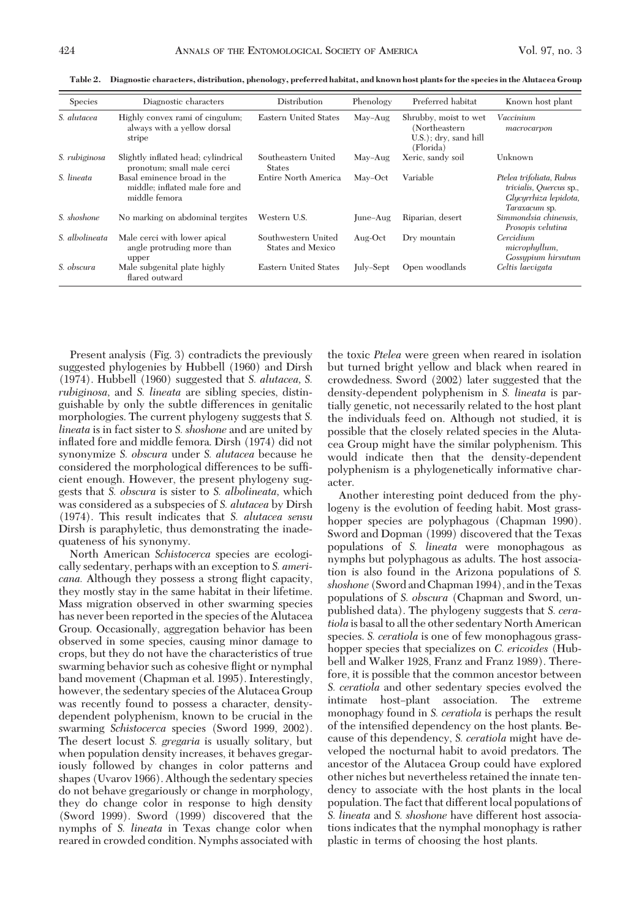**Table 2. Diagnostic characters, distribution, phenology, preferred habitat, and known host plants for the species in the Alutacea Group**

| Species | Diagnostic characters | Distribution | Phenology | Preferred habitat | Known host plant |
|---|---|---|---|---|---|
| *S. alutacea* | Highly convex rami of cingulum; always with a yellow dorsal stripe | Eastern United States | May–Aug | Shrubby, moist to wet (Northeastern U.S.); dry, sand hill (Florida) | *Vaccinium macrocarpon* |
| *S. rubiginosa* | Slightly inflated head; cylindrical pronotum; small male cerci | Southeastern United States | May–Aug | Xeric, sandy soil | Unknown |
| *S. lineata* | Basal eminence broad in the middle; inflated male fore and middle femora | Entire North America | May–Oct | Variable | *Ptelea trifoliata, Rubus trivialis, Quercus* sp., *Glycyrrhiza lepidota, Taraxacum* sp. |
| *S. shoshone* | No marking on abdominal tergites | Western U.S. | June–Aug | Riparian, desert | *Simmondsia chinensis, Prosopis velutina* |
| *S. albolineata* | Male cerci with lower apical angle protruding more than upper | Southwestern United States and Mexico | Aug–Oct | Dry mountain | *Cercidium microphyllum, Gossypium hirsutum* |
| *S. obscura* | Male subgenital plate highly flared outward | Eastern United States | July–Sept | Open woodlands | *Celtis laevigata* |

Present analysis (Fig. 3) contradicts the previously suggested phylogenies by Hubbell (1960) and Dirsh (1974). Hubbell (1960) suggested that *S. alutacea*, *S. rubiginosa*, and *S. lineata* are sibling species, distinguishable by only the subtle differences in genitalic morphologies. The current phylogeny suggests that *S. lineata* is in fact sister to *S. shoshone* and are united by inflated fore and middle femora. Dirsh (1974) did not synonymize *S. obscura* under *S. alutacea* because he considered the morphological differences to be sufficient enough. However, the present phylogeny suggests that *S. obscura* is sister to *S. albolineata*, which was considered as a subspecies of *S. alutacea* by Dirsh (1974). This result indicates that *S. alutacea sensu* Dirsh is paraphyletic, thus demonstrating the inadequateness of his synonymy.

North American *Schistocerca* species are ecologically sedentary, perhaps with an exception to *S. americana.* Although they possess a strong flight capacity, they mostly stay in the same habitat in their lifetime. Mass migration observed in other swarming species has never been reported in the species of the Alutacea Group. Occasionally, aggregation behavior has been observed in some species, causing minor damage to crops, but they do not have the characteristics of true swarming behavior such as cohesive flight or nymphal band movement (Chapman et al. 1995). Interestingly, however, the sedentary species of the Alutacea Group was recently found to possess a character, density-dependent polyphenism, known to be crucial in the swarming *Schistocerca* species (Sword 1999, 2002). The desert locust *S. gregaria* is usually solitary, but when population density increases, it behaves gregariously followed by changes in color patterns and shapes (Uvarov 1966). Although the sedentary species do not behave gregariously or change in morphology, they do change color in response to high density (Sword 1999). Sword (1999) discovered that the nymphs of *S. lineata* in Texas change color when reared in crowded condition. Nymphs associated with the toxic *Ptelea* were green when reared in isolation but turned bright yellow and black when reared in crowdedness. Sword (2002) later suggested that the density-dependent polyphenism in *S. lineata* is partially genetic, not necessarily related to the host plant the individuals feed on. Although not studied, it is possible that the closely related species in the Alutacea Group might have the similar polyphenism. This would indicate then that the density-dependent polyphenism is a phylogenetically informative character.

Another interesting point deduced from the phylogeny is the evolution of feeding habit. Most grasshopper species are polyphagous (Chapman 1990). Sword and Dopman (1999) discovered that the Texas populations of *S. lineata* were monophagous as nymphs but polyphagous as adults. The host association is also found in the Arizona populations of *S. shoshone* (Sword and Chapman 1994), and in the Texas populations of *S. obscura* (Chapman and Sword, unpublished data). The phylogeny suggests that *S. ceratiola* is basal to all the other sedentary North American species. *S. ceratiola* is one of few monophagous grasshopper species that specializes on *C. ericoides* (Hubbell and Walker 1928, Franz and Franz 1989). Therefore, it is possible that the common ancestor between *S. ceratiola* and other sedentary species evolved the intimate host–plant association. The extreme monophagy found in *S. ceratiola* is perhaps the result of the intensified dependency on the host plants. Because of this dependency, *S. ceratiola* might have developed the nocturnal habit to avoid predators. The ancestor of the Alutacea Group could have explored other niches but nevertheless retained the innate tendency to associate with the host plants in the local population. The fact that different local populations of *S. lineata* and *S. shoshone* have different host associations indicates that the nymphal monophagy is rather plastic in terms of choosing the host plants.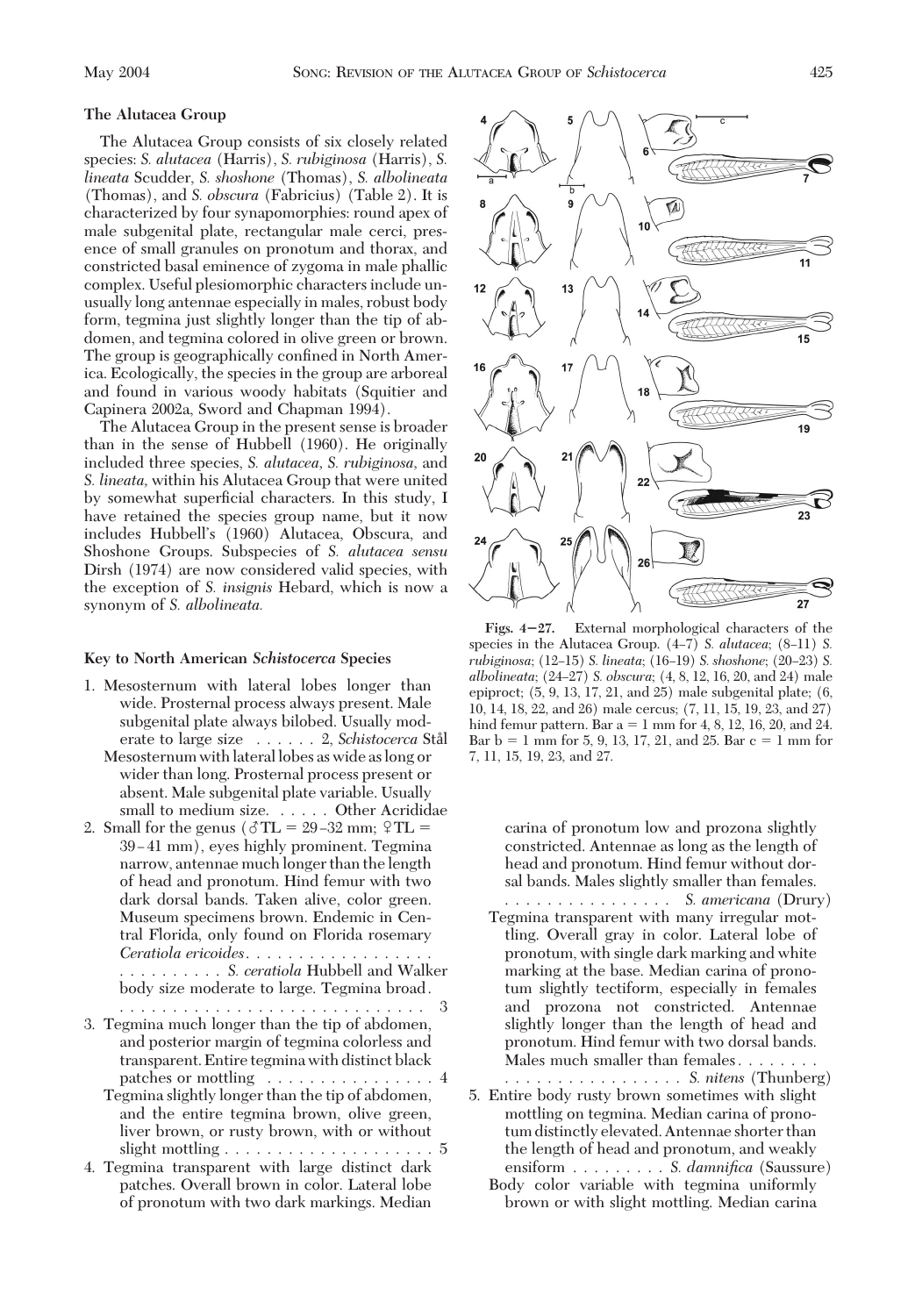### The Alutacea Group

The Alutacea Group consists of six closely related species: *S. alutacea* (Harris), *S. rubiginosa* (Harris), *S. lineata* Scudder, *S. shoshone* (Thomas), *S. albolineata* (Thomas), and *S. obscura* (Fabricius) (Table 2). It is characterized by four synapomorphies: round apex of male subgenital plate, rectangular male cerci, presence of small granules on pronotum and thorax, and constricted basal eminence of zygoma in male phallic complex. Useful plesiomorphic characters include unusually long antennae especially in males, robust body form, tegmina just slightly longer than the tip of abdomen, and tegmina colored in olive green or brown. The group is geographically confined in North America. Ecologically, the species in the group are arboreal and found in various woody habitats (Squitier and Capinera 2002a, Sword and Chapman 1994).

The Alutacea Group in the present sense is broader than in the sense of Hubbell (1960). He originally included three species, *S. alutacea*, *S. rubiginosa*, and *S. lineata*, within his Alutacea Group that were united by somewhat superficial characters. In this study, I have retained the species group name, but it now includes Hubbell's (1960) Alutacea, Obscura, and Shoshone Groups. Subspecies of *S. alutacea sensu* Dirsh (1974) are now considered valid species, with the exception of *S. insignis* Hebard, which is now a synonym of *S. albolineata*.

**Figs. 4–27.** External morphological characters of the species in the Alutacea Group. (4–7) *S. alutacea*; (8–11) *S. rubiginosa*; (12–15) *S. lineata*; (16–19) *S. shoshone*; (20–23) *S. albolineata*; (24–27) *S. obscura*; (4, 8, 12, 16, 20, and 24) male epiproct; (5, 9, 13, 17, 21, and 25) male subgenital plate; (6, 10, 14, 18, 22, and 26) male cercus; (7, 11, 15, 19, 23, and 27) hind femur pattern. Bar a = 1 mm for 4, 8, 12, 16, 20, and 24. Bar b = 1 mm for 5, 9, 13, 17, 21, and 25. Bar c = 1 mm for 7, 11, 15, 19, 23, and 27.

### Key to North American *Schistocerca* Species

1. Mesosternum with lateral lobes longer than wide. Prosternal process always present. Male subgenital plate always bilobed. Usually moderate to large size . . . . . . 2, *Schistocerca* Stål
   Mesosternum with lateral lobes as wide as long or wider than long. Prosternal process present or absent. Male subgenital plate variable. Usually small to medium size. . . . . . Other Acrididae
2. Small for the genus (♂TL = 29–32 mm; ♀TL = 39–41 mm), eyes highly prominent. Tegmina narrow, antennae much longer than the length of head and pronotum. Hind femur with two dark dorsal bands. Taken alive, color green. Museum specimens brown. Endemic in Central Florida, only found on Florida rosemary *Ceratiola ericoides*. . . . . . . . . . . . . . . . . . . . . . . . . . . . *S. ceratiola* Hubbell and Walker
   body size moderate to large. Tegmina broad. . . . . . . . . . . . . . . . . . . . . . . . . . . . . . . 3
3. Tegmina much longer than the tip of abdomen, and posterior margin of tegmina colorless and transparent. Entire tegmina with distinct black patches or mottling . . . . . . . . . . . . . . . . 4
   Tegmina slightly longer than the tip of abdomen, and the entire tegmina brown, olive green, liver brown, or rusty brown, with or without slight mottling . . . . . . . . . . . . . . . . . . . . 5
4. Tegmina transparent with large distinct dark patches. Overall brown in color. Lateral lobe of pronotum with two dark markings. Median carina of pronotum low and prozona slightly constricted. Antennae as long as the length of head and pronotum. Hind femur without dorsal bands. Males slightly smaller than females. . . . . . . . . . . . . . . . . *S. americana* (Drury)
   Tegmina transparent with many irregular mottling. Overall gray in color. Lateral lobe of pronotum, with single dark marking and white marking at the base. Median carina of pronotum slightly tectiform, especially in females and prozona not constricted. Antennae slightly longer than the length of head and pronotum. Hind femur with two dorsal bands. Males much smaller than females. . . . . . . . . . . . . . . . . . . . . . . . . *S. nitens* (Thunberg)
5. Entire body rusty brown sometimes with slight mottling on tegmina. Median carina of pronotum distinctly elevated. Antennae shorter than the length of head and pronotum, and weakly ensiform . . . . . . . . . *S. damnifica* (Saussure)
   Body color variable with tegmina uniformly brown or with slight mottling. Median carina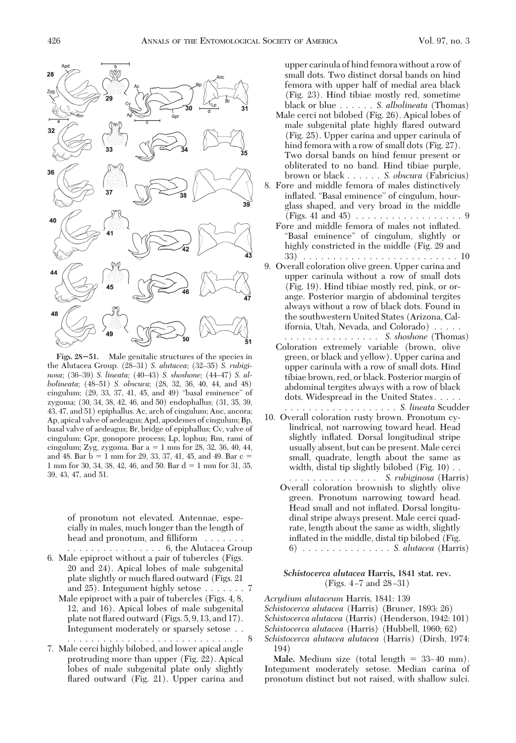Figs. 28–51. Male genitalic structures of the species in the Alutacea Group. (28–31) *S. alutacea*; (32–35) *S. rubiginosa*; (36–39) *S. lineata*; (40–43) *S. shoshone*; (44–47) *S. albolineata*; (48–51) *S. obscura*; (28, 32, 36, 40, 44, and 48) cingulum; (29, 33, 37, 41, 45, and 49) "basal eminence" of zygoma; (30, 34, 38, 42, 46, and 50) endophallus; (31, 35, 39, 43, 47, and 51) epiphallus. Ac, arch of cingulum; Anc, ancora; Ap, apical valve of aedeagus; Apd, apodemes of cingulum; Bp, basal valve of aedeagus; Br, bridge of epiphallus; Cv, valve of cingulum; Gpr, gonopore process; Lp, lophus; Rm, rami of cingulum; Zyg, zygoma. Bar a = 1 mm for 28, 32, 36, 40, 44, and 48. Bar b = 1 mm for 29, 33, 37, 41, 45, and 49. Bar c = 1 mm for 30, 34, 38, 42, 46, and 50. Bar d = 1 mm for 31, 35, 39, 43, 47, and 51.

of pronotum not elevated. Antennae, especially in males, much longer than the length of head and pronotum, and filliform . . . . . . . . . . . . . . . . . . . . . . . 6, the Alutacea Group

6. Male epiproct without a pair of tubercles (Figs. 20 and 24). Apical lobes of male subgenital plate slightly or much flared outward (Figs. 21 and 25). Integument highly setose . . . . . . . 7
   Male epiproct with a pair of tubercles (Figs. 4, 8, 12, and 16). Apical lobes of male subgenital plate not flared outward (Figs. 5, 9, 13, and 17). Integument moderately or sparsely setose . . . . . . . . . . . . . . . . . . . . . . . . . . . . . . 8
7. Male cerci highly bilobed, and lower apical angle protruding more than upper (Fig. 22). Apical lobes of male subgenital plate only slightly flared outward (Fig. 21). Upper carina and upper carinula of hind femora without a row of small dots. Two distinct dorsal bands on hind femora with upper half of medial area black (Fig. 23). Hind tibiae mostly red, sometime black or blue . . . . . . *S. albolineata* (Thomas)
   Male cerci not bilobed (Fig. 26). Apical lobes of male subgenital plate highly flared outward (Fig. 25). Upper carina and upper carinula of hind femora with a row of small dots (Fig. 27). Two dorsal bands on hind femur present or obliterated to no band. Hind tibiae purple, brown or black . . . . . . *S. obscura* (Fabricius)
8. Fore and middle femora of males distinctively inflated. "Basal eminence" of cingulum, hourglass shaped, and very broad in the middle (Figs. 41 and 45) . . . . . . . . . . . . . . . . . . 9
   Fore and middle femora of males not inflated. "Basal eminence" of cingulum, slightly or highly constricted in the middle (Fig. 29 and 33) . . . . . . . . . . . . . . . . . . . . . . . . . . 10
9. Overall coloration olive green. Upper carina and upper carinula without a row of small dots (Fig. 19). Hind tibiae mostly red, pink, or orange. Posterior margin of abdominal tergites always without a row of black dots. Found in the southwestern United States (Arizona, California, Utah, Nevada, and Colorado) . . . . . . . . . . . . . . . . . . . . . *S. shoshone* (Thomas)
   Coloration extremely variable (brown, olive green, or black and yellow). Upper carina and upper carinula with a row of small dots. Hind tibiae brown, red, or black. Posterior margin of abdominal tergites always with a row of black dots. Widespread in the United States . . . . . . . . . . . . . . . . . . . . . . . . *S. lineata* Scudder
10. Overall coloration rusty brown. Pronotum cylindrical, not narrowing toward head. Head slightly inflated. Dorsal longitudinal stripe usually absent, but can be present. Male cerci small, quadrate, length about the same as width, distal tip slightly bilobed (Fig. 10) . . . . . . . . . . . . . . . . . *S. rubiginosa* (Harris)
    Overall coloration brownish to slightly olive green. Pronotum narrowing toward head. Head small and not inflated. Dorsal longitudinal stripe always present. Male cerci quadrate, length about the same as width, slightly inflated in the middle, distal tip bilobed (Fig. 6) . . . . . . . . . . . . . . . *S. alutacea* (Harris)

### *Schistocerca alutacea* Harris, 1841 stat. rev. (Figs. 4–7 and 28–31)

*Acrydium alutaceum* Harris, 1841: 139
*Schistocerca alutacea* (Harris) (Bruner, 1893: 26)
*Schistocerca alutacea* (Harris) (Henderson, 1942: 101)
*Schistocerca alutacea* (Harris) (Hubbell, 1960: 62)
*Schistocerca alutacea alutacea* (Harris) (Dirsh, 1974: 194)

**Male.** Medium size (total length = 33–40 mm). Integument moderately setose. Median carina of pronotum distinct but not raised, with shallow sulci.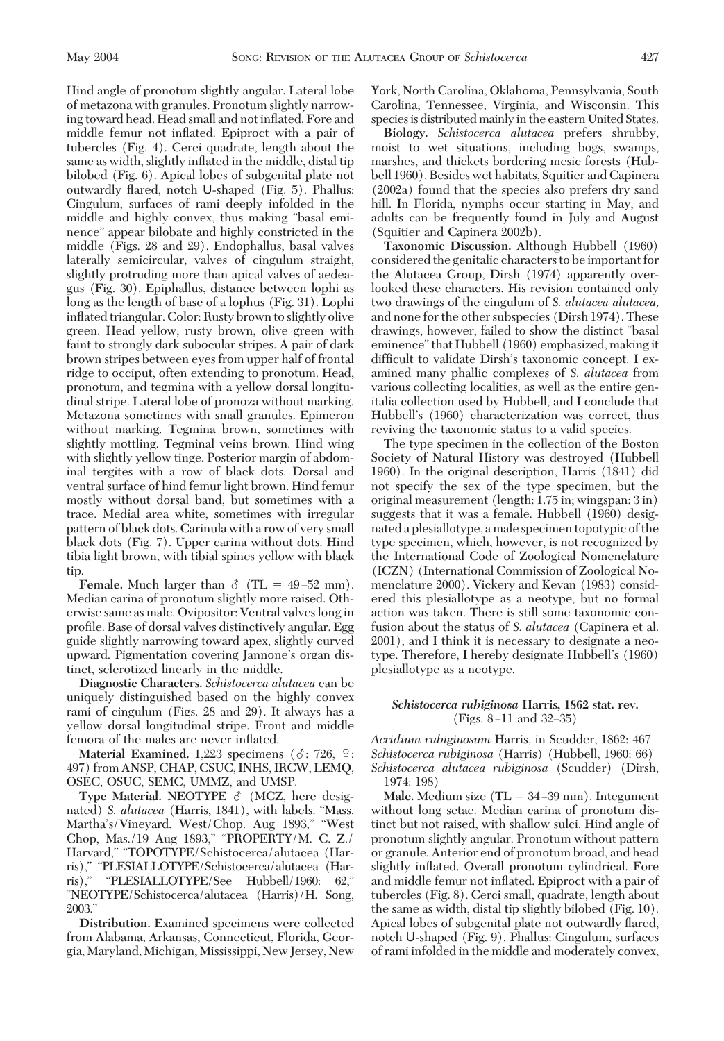Hind angle of pronotum slightly angular. Lateral lobe of metazona with granules. Pronotum slightly narrowing toward head. Head small and not inflated. Fore and middle femur not inflated. Epiproct with a pair of tubercles (Fig. 4). Cerci quadrate, length about the same as width, slightly inflated in the middle, distal tip bilobed (Fig. 6). Apical lobes of subgenital plate not outwardly flared, notch U-shaped (Fig. 5). Phallus: Cingulum, surfaces of rami deeply infolded in the middle and highly convex, thus making "basal eminence" appear bilobate and highly constricted in the middle (Figs. 28 and 29). Endophallus, basal valves laterally semicircular, valves of cingulum straight, slightly protruding more than apical valves of aedeagus (Fig. 30). Epiphallus, distance between lophi as long as the length of base of a lophus (Fig. 31). Lophi inflated triangular. Color: Rusty brown to slightly olive green. Head yellow, rusty brown, olive green with faint to strongly dark subocular stripes. A pair of dark brown stripes between eyes from upper half of frontal ridge to occiput, often extending to pronotum. Head, pronotum, and tegmina with a yellow dorsal longitudinal stripe. Lateral lobe of pronoza without marking. Metazona sometimes with small granules. Epimeron without marking. Tegmina brown, sometimes with slightly mottling. Tegminal veins brown. Hind wing with slightly yellow tinge. Posterior margin of abdominal tergites with a row of black dots. Dorsal and ventral surface of hind femur light brown. Hind femur mostly without dorsal band, but sometimes with a trace. Medial area white, sometimes with irregular pattern of black dots. Carinula with a row of very small black dots (Fig. 7). Upper carina without dots. Hind tibia light brown, with tibial spines yellow with black tip.

**Female.** Much larger than ♂ (TL = 49–52 mm). Median carina of pronotum slightly more raised. Otherwise same as male. Ovipositor: Ventral valves long in profile. Base of dorsal valves distinctively angular. Egg guide slightly narrowing toward apex, slightly curved upward. Pigmentation covering Jannone's organ distinct, sclerotized linearly in the middle.

**Diagnostic Characters.** *Schistocerca alutacea* can be uniquely distinguished based on the highly convex rami of cingulum (Figs. 28 and 29). It always has a yellow dorsal longitudinal stripe. Front and middle femora of the males are never inflated.

**Material Examined.** 1,223 specimens (♂: 726, ♀: 497) from ANSP, CHAP, CSUC, INHS, IRCW, LEMQ, OSEC, OSUC, SEMC, UMMZ, and UMSP.

**Type Material.** NEOTYPE ♂ (MCZ, here designated) *S. alutacea* (Harris, 1841), with labels. "Mass. Martha's/Vineyard. West/Chop. Aug 1893," "West Chop, Mas./19 Aug 1893," "PROPERTY/M. C. Z./Harvard," "TOPOTYPE/Schistocerca/alutacea (Harris)," "PLESIALLOTYPE/Schistocerca/alutacea (Harris)," "PLESIALLOTYPE/See Hubbell/1960: 62," "NEOTYPE/Schistocerca/alutacea (Harris)/H. Song, 2003."

**Distribution.** Examined specimens were collected from Alabama, Arkansas, Connecticut, Florida, Georgia, Maryland, Michigan, Mississippi, New Jersey, New York, North Carolina, Oklahoma, Pennsylvania, South Carolina, Tennessee, Virginia, and Wisconsin. This species is distributed mainly in the eastern United States.

**Biology.** *Schistocerca alutacea* prefers shrubby, moist to wet situations, including bogs, swamps, marshes, and thickets bordering mesic forests (Hubbell 1960). Besides wet habitats, Squitier and Capinera (2002a) found that the species also prefers dry sand hill. In Florida, nymphs occur starting in May, and adults can be frequently found in July and August (Squitier and Capinera 2002b).

**Taxonomic Discussion.** Although Hubbell (1960) considered the genitalic characters to be important for the Alutacea Group, Dirsh (1974) apparently overlooked these characters. His revision contained only two drawings of the cingulum of *S. alutacea alutacea*, and none for the other subspecies (Dirsh 1974). These drawings, however, failed to show the distinct "basal eminence" that Hubbell (1960) emphasized, making it difficult to validate Dirsh's taxonomic concept. I examined many phallic complexes of *S. alutacea* from various collecting localities, as well as the entire genitalia collection used by Hubbell, and I conclude that Hubbell's (1960) characterization was correct, thus reviving the taxonomic status to a valid species.

The type specimen in the collection of the Boston Society of Natural History was destroyed (Hubbell 1960). In the original description, Harris (1841) did not specify the sex of the type specimen, but the original measurement (length: 1.75 in; wingspan: 3 in) suggests that it was a female. Hubbell (1960) designated a plesiallotype, a male specimen topotypic of the type specimen, which, however, is not recognized by the International Code of Zoological Nomenclature (ICZN) (International Commission of Zoological Nomenclature 2000). Vickery and Kevan (1983) considered this plesiallotype as a neotype, but no formal action was taken. There is still some taxonomic confusion about the status of *S. alutacea* (Capinera et al. 2001), and I think it is necessary to designate a neotype. Therefore, I hereby designate Hubbell's (1960) plesiallotype as a neotype.

### *Schistocerca rubiginosa* Harris, 1862 stat. rev.
(Figs. 8–11 and 32–35)

*Acridium rubiginosum* Harris, in Scudder, 1862: 467
*Schistocerca rubiginosa* (Harris) (Hubbell, 1960: 66)
*Schistocerca alutacea rubiginosa* (Scudder) (Dirsh, 1974: 198)

**Male.** Medium size (TL = 34–39 mm). Integument without long setae. Median carina of pronotum distinct but not raised, with shallow sulci. Hind angle of pronotum slightly angular. Pronotum without pattern or granule. Anterior end of pronotum broad, and head slightly inflated. Overall pronotum cylindrical. Fore and middle femur not inflated. Epiproct with a pair of tubercles (Fig. 8). Cerci small, quadrate, length about the same as width, distal tip slightly bilobed (Fig. 10). Apical lobes of subgenital plate not outwardly flared, notch U-shaped (Fig. 9). Phallus: Cingulum, surfaces of rami infolded in the middle and moderately convex,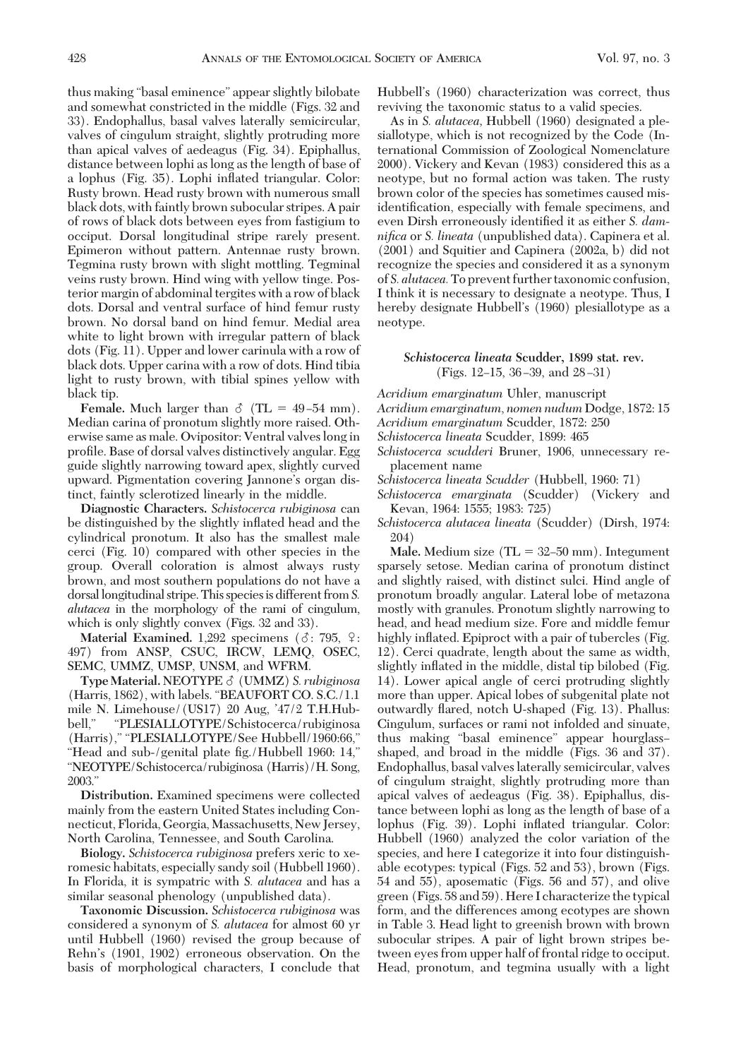thus making "basal eminence" appear slightly bilobate and somewhat constricted in the middle (Figs. 32 and 33). Endophallus, basal valves laterally semicircular, valves of cingulum straight, slightly protruding more than apical valves of aedeagus (Fig. 34). Epiphallus, distance between lophi as long as the length of base of a lophus (Fig. 35). Lophi inflated triangular. Color: Rusty brown. Head rusty brown with numerous small black dots, with faintly brown subocular stripes. A pair of rows of black dots between eyes from fastigium to occiput. Dorsal longitudinal stripe rarely present. Epimeron without pattern. Antennae rusty brown. Tegmina rusty brown with slight mottling. Tegminal veins rusty brown. Hind wing with yellow tinge. Posterior margin of abdominal tergites with a row of black dots. Dorsal and ventral surface of hind femur rusty brown. No dorsal band on hind femur. Medial area white to light brown with irregular pattern of black dots (Fig. 11). Upper and lower carinula with a row of black dots. Upper carina with a row of dots. Hind tibia light to rusty brown, with tibial spines yellow with black tip.

**Female.** Much larger than ♂ (TL = 49–54 mm). Median carina of pronotum slightly more raised. Otherwise same as male. Ovipositor: Ventral valves long in profile. Base of dorsal valves distinctively angular. Egg guide slightly narrowing toward apex, slightly curved upward. Pigmentation covering Jannone's organ distinct, faintly sclerotized linearly in the middle.

**Diagnostic Characters.** *Schistocerca rubiginosa* can be distinguished by the slightly inflated head and the cylindrical pronotum. It also has the smallest male cerci (Fig. 10) compared with other species in the group. Overall coloration is almost always rusty brown, and most southern populations do not have a dorsal longitudinal stripe. This species is different from *S. alutacea* in the morphology of the rami of cingulum, which is only slightly convex (Figs. 32 and 33).

**Material Examined.** 1,292 specimens (♂: 795, ♀: 497) from ANSP, CSUC, IRCW, LEMQ, OSEC, SEMC, UMMZ, UMSP, UNSM, and WFRM.

**Type Material.** NEOTYPE ♂ (UMMZ) *S. rubiginosa* (Harris, 1862), with labels. "BEAUFORT CO. S.C./1.1 mile N. Limehouse/(US17) 20 Aug, '47/2 T.H.Hubbell," "PLESIALLOTYPE/Schistocerca/rubiginosa (Harris)," "PLESIALLOTYPE/See Hubbell/1960:66," "Head and sub-/genital plate fig./Hubbell 1960: 14," "NEOTYPE/Schistocerca/rubiginosa (Harris)/H. Song, 2003."

**Distribution.** Examined specimens were collected mainly from the eastern United States including Connecticut, Florida, Georgia, Massachusetts, New Jersey, North Carolina, Tennessee, and South Carolina.

**Biology.** *Schistocerca rubiginosa* prefers xeric to xeromesic habitats, especially sandy soil (Hubbell 1960). In Florida, it is sympatric with *S. alutacea* and has a similar seasonal phenology (unpublished data).

**Taxonomic Discussion.** *Schistocerca rubiginosa* was considered a synonym of *S. alutacea* for almost 60 yr until Hubbell (1960) revised the group because of Rehn's (1901, 1902) erroneous observation. On the basis of morphological characters, I conclude that Hubbell's (1960) characterization was correct, thus reviving the taxonomic status to a valid species.

As in *S. alutacea*, Hubbell (1960) designated a plesiallotype, which is not recognized by the Code (International Commission of Zoological Nomenclature 2000). Vickery and Kevan (1983) considered this as a neotype, but no formal action was taken. The rusty brown color of the species has sometimes caused misidentification, especially with female specimens, and even Dirsh erroneously identified it as either *S. damnifica* or *S. lineata* (unpublished data). Capinera et al. (2001) and Squitier and Capinera (2002a, b) did not recognize the species and considered it as a synonym of *S. alutacea*. To prevent further taxonomic confusion, I think it is necessary to designate a neotype. Thus, I hereby designate Hubbell's (1960) plesiallotype as a neotype.

### *Schistocerca lineata* Scudder, 1899 stat. rev.
(Figs. 12–15, 36–39, and 28–31)

*Acridium emarginatum* Uhler, manuscript
*Acridium emarginatum*, *nomen nudum* Dodge, 1872: 15
*Acridium emarginatum* Scudder, 1872: 250
*Schistocerca lineata* Scudder, 1899: 465
*Schistocerca scudderi* Bruner, 1906, unnecessary replacement name
*Schistocerca lineata Scudder* (Hubbell, 1960: 71)
*Schistocerca emarginata* (Scudder) (Vickery and Kevan, 1964: 1555; 1983: 725)
*Schistocerca alutacea lineata* (Scudder) (Dirsh, 1974: 204)

**Male.** Medium size (TL = 32–50 mm). Integument sparsely setose. Median carina of pronotum distinct and slightly raised, with distinct sulci. Hind angle of pronotum broadly angular. Lateral lobe of metazona mostly with granules. Pronotum slightly narrowing to head, and head medium size. Fore and middle femur highly inflated. Epiproct with a pair of tubercles (Fig. 12). Cerci quadrate, length about the same as width, slightly inflated in the middle, distal tip bilobed (Fig. 14). Lower apical angle of cerci protruding slightly more than upper. Apical lobes of subgenital plate not outwardly flared, notch U-shaped (Fig. 13). Phallus: Cingulum, surfaces or rami not infolded and sinuate, thus making "basal eminence" appear hourglass–shaped, and broad in the middle (Figs. 36 and 37). Endophallus, basal valves laterally semicircular, valves of cingulum straight, slightly protruding more than apical valves of aedeagus (Fig. 38). Epiphallus, distance between lophi as long as the length of base of a lophus (Fig. 39). Lophi inflated triangular. Color: Hubbell (1960) analyzed the color variation of the species, and here I categorize it into four distinguishable ecotypes: typical (Figs. 52 and 53), brown (Figs. 54 and 55), aposematic (Figs. 56 and 57), and olive green (Figs. 58 and 59). Here I characterize the typical form, and the differences among ecotypes are shown in Table 3. Head light to greenish brown with brown subocular stripes. A pair of light brown stripes between eyes from upper half of frontal ridge to occiput. Head, pronotum, and tegmina usually with a light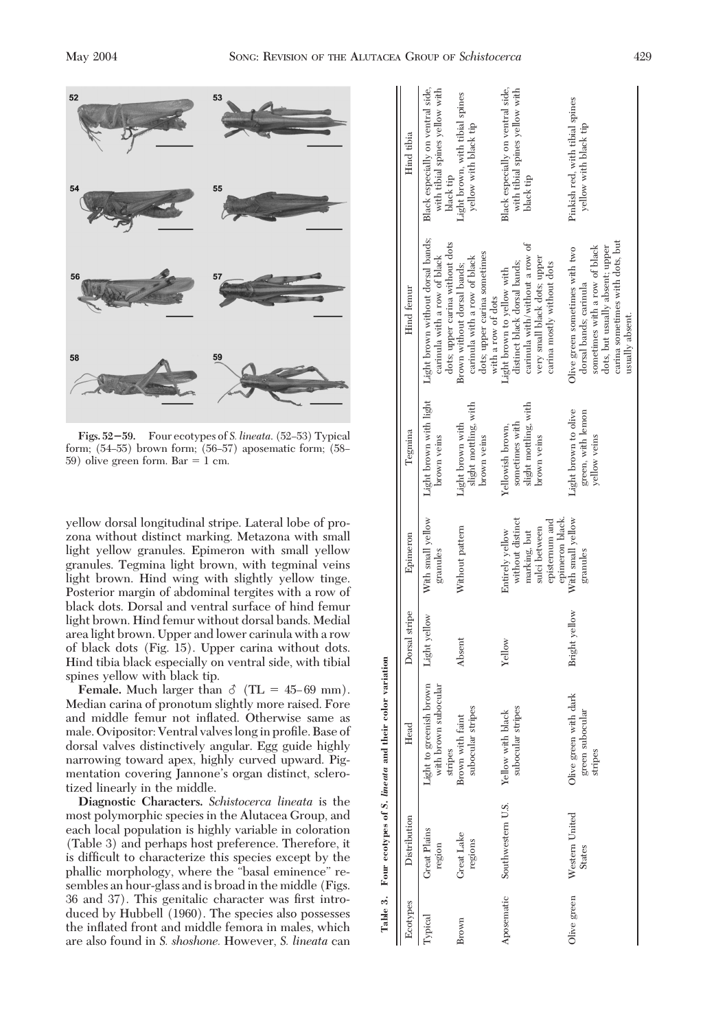Figs. 52–59. Four ecotypes of *S. lineata*. (52–53) Typical form; (54–55) brown form; (56–57) aposematic form; (58–59) olive green form. Bar = 1 cm.

yellow dorsal longitudinal stripe. Lateral lobe of prozona without distinct marking. Metazona with small light yellow granules. Epimeron with small yellow granules. Tegmina light brown, with tegminal veins light brown. Hind wing with slightly yellow tinge. Posterior margin of abdominal tergites with a row of black dots. Dorsal and ventral surface of hind femur light brown. Hind femur without dorsal bands. Medial area light brown. Upper and lower carinula with a row of black dots (Fig. 15). Upper carina without dots. Hind tibia black especially on ventral side, with tibial spines yellow with black tip.

**Female.** Much larger than ♂ (TL = 45–69 mm). Median carina of pronotum slightly more raised. Fore and middle femur not inflated. Otherwise same as male. Ovipositor: Ventral valves long in profile. Base of dorsal valves distinctively angular. Egg guide highly narrowing toward apex, highly curved upward. Pigmentation covering Jannone's organ distinct, sclerotized linearly in the middle.

**Diagnostic Characters.** *Schistocerca lineata* is the most polymorphic species in the Alutacea Group, and each local population is highly variable in coloration (Table 3) and perhaps host preference. Therefore, it is difficult to characterize this species except by the phallic morphology, where the "basal eminence" resembles an hour-glass and is broad in the middle (Figs. 36 and 37). This genitalic character was first introduced by Hubbell (1960). The species also possesses the inflated front and middle femora in males, which are also found in *S. shoshone.* However, *S. lineata* can

**Table 3. Four ecotypes of *S. lineata* and their color variation**

| Ecotypes | Distribution | Head | Dorsal stripe | Epimeron | Tegmina | Hind femur | Hind tibia |
|---|---|---|---|---|---|---|---|
| Typical | Great Plains region | Light to greenish brown with brown subocular stripes | Light yellow | With small yellow granules | Light brown with light brown veins | Light brown without dorsal bands; carinula with a row of black dots; upper carina without dots | Black especially on ventral side, with tibial spines yellow with black tip |
| Brown | Great Lake regions | Brown with faint subocular stripes | Absent | Without pattern | Light brown with slight mottling, with brown veins | Brown without dorsal bands; carinula with a row of black dots; upper carina sometimes with a row of dots | Light brown, with tibial spines yellow with black tip |
| Aposematic | Southwestern U.S. | Yellow with black subocular stripes | Yellow | Entirely yellow without distinct marking, but sulci between episternum and epimeron black. | Yellowish brown, sometimes with slight mottling, with brown veins | Light brown to yellow with distinct black dorsal bands; carinula with/without a row of very small black dots; upper carina mostly without dots | Black especially on ventral side, with tibial spines yellow with black tip |
| Olive green | Western United States | Olive green with dark green subocular stripes | Bright yellow | With small yellow granules | Light brown to olive green, with lemon yellow veins | Olive green sometimes with two dorsal bands; carinula sometimes with a row of black dots, but usually absent; upper carina sometimes with dots, but usually absent. | Pinkish red, with tibial spines yellow with black tip |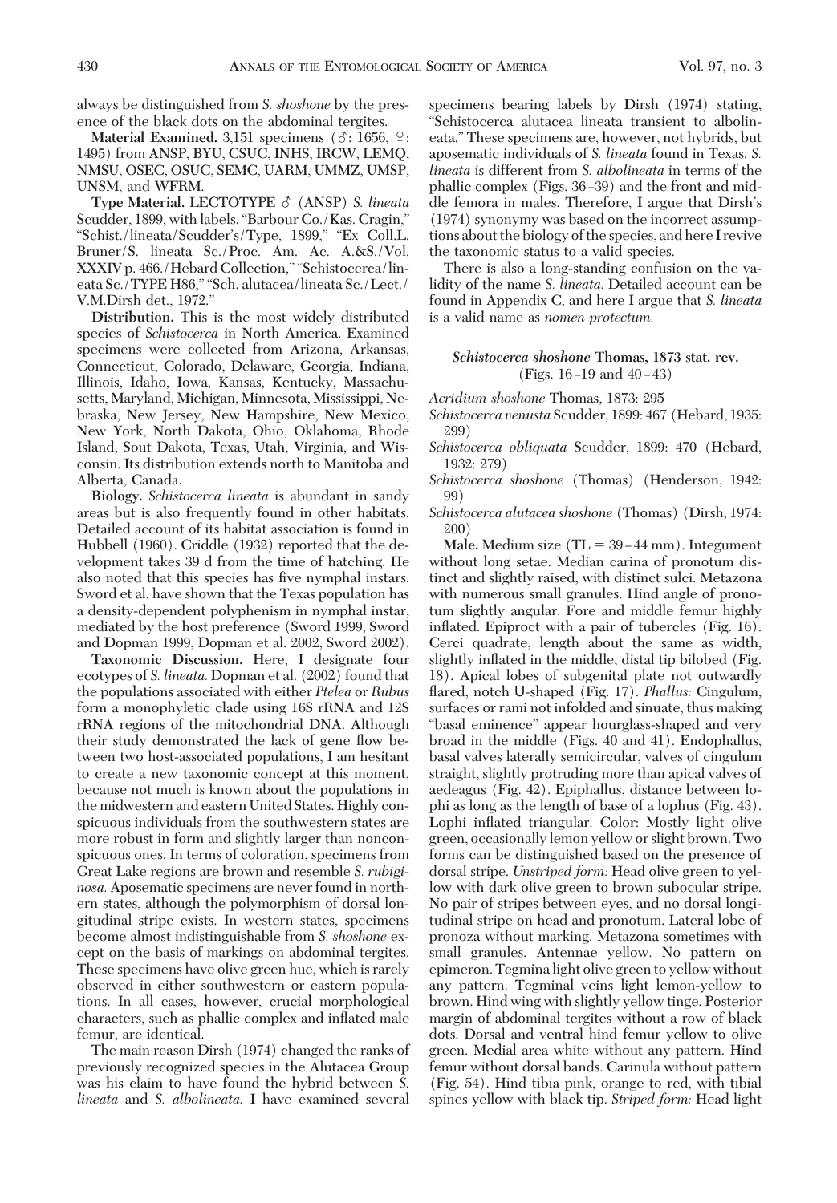always be distinguished from *S. shoshone* by the presence of the black dots on the abdominal tergites.

**Material Examined.** 3,151 specimens (♂: 1656, ♀: 1495) from ANSP, BYU, CSUC, INHS, IRCW, LEMQ, NMSU, OSEC, OSUC, SEMC, UARM, UMMZ, UMSP, UNSM, and WFRM.

**Type Material.** LECTOTYPE ♂ (ANSP) *S. lineata* Scudder, 1899, with labels. "Barbour Co./Kas. Cragin," "Schist./lineata/Scudder's/Type, 1899," "Ex Coll.L. Bruner/S. lineata Sc./Proc. Am. Ac. A.&S./Vol. XXXIV p. 466./Hebard Collection," "Schistocerca/lineata Sc./TYPE H86," "Sch. alutacea/lineata Sc./Lect./V.M.Dirsh det., 1972."

**Distribution.** This is the most widely distributed species of *Schistocerca* in North America. Examined specimens were collected from Arizona, Arkansas, Connecticut, Colorado, Delaware, Georgia, Indiana, Illinois, Idaho, Iowa, Kansas, Kentucky, Massachusetts, Maryland, Michigan, Minnesota, Mississippi, Nebraska, New Jersey, New Hampshire, New Mexico, New York, North Dakota, Ohio, Oklahoma, Rhode Island, Sout Dakota, Texas, Utah, Virginia, and Wisconsin. Its distribution extends north to Manitoba and Alberta, Canada.

**Biology.** *Schistocerca lineata* is abundant in sandy areas but is also frequently found in other habitats. Detailed account of its habitat association is found in Hubbell (1960). Criddle (1932) reported that the development takes 39 d from the time of hatching. He also noted that this species has five nymphal instars. Sword et al. have shown that the Texas population has a density-dependent polyphenism in nymphal instar, mediated by the host preference (Sword 1999, Sword and Dopman 1999, Dopman et al. 2002, Sword 2002).

**Taxonomic Discussion.** Here, I designate four ecotypes of *S. lineata.* Dopman et al. (2002) found that the populations associated with either *Ptelea* or *Rubus* form a monophyletic clade using 16S rRNA and 12S rRNA regions of the mitochondrial DNA. Although their study demonstrated the lack of gene flow between two host-associated populations, I am hesitant to create a new taxonomic concept at this moment, because not much is known about the populations in the midwestern and eastern United States. Highly conspicuous individuals from the southwestern states are more robust in form and slightly larger than nonconspicuous ones. In terms of coloration, specimens from Great Lake regions are brown and resemble *S. rubiginosa.* Aposematic specimens are never found in northern states, although the polymorphism of dorsal longitudinal stripe exists. In western states, specimens become almost indistinguishable from *S. shoshone* except on the basis of markings on abdominal tergites. These specimens have olive green hue, which is rarely observed in either southwestern or eastern populations. In all cases, however, crucial morphological characters, such as phallic complex and inflated male femur, are identical.

The main reason Dirsh (1974) changed the ranks of previously recognized species in the Alutacea Group was his claim to have found the hybrid between *S. lineata* and *S. albolineata.* I have examined several specimens bearing labels by Dirsh (1974) stating, "Schistocerca alutacea lineata transient to albolineata." These specimens are, however, not hybrids, but aposematic individuals of *S. lineata* found in Texas. *S. lineata* is different from *S. albolineata* in terms of the phallic complex (Figs. 36–39) and the front and middle femora in males. Therefore, I argue that Dirsh's (1974) synonymy was based on the incorrect assumptions about the biology of the species, and here I revive the taxonomic status to a valid species.

There is also a long-standing confusion on the validity of the name *S. lineata.* Detailed account can be found in Appendix C, and here I argue that *S. lineata* is a valid name as *nomen protectum.*

### *Schistocerca shoshone* Thomas, 1873 stat. rev.
(Figs. 16–19 and 40–43)

*Acridium shoshone* Thomas, 1873: 295

*Schistocerca venusta* Scudder, 1899: 467 (Hebard, 1935: 299)

*Schistocerca obliquata* Scudder, 1899: 470 (Hebard, 1932: 279)

*Schistocerca shoshone* (Thomas) (Henderson, 1942: 99)

*Schistocerca alutacea shoshone* (Thomas) (Dirsh, 1974: 200)

**Male.** Medium size (TL = 39–44 mm). Integument without long setae. Median carina of pronotum distinct and slightly raised, with distinct sulci. Metazona with numerous small granules. Hind angle of pronotum slightly angular. Fore and middle femur highly inflated. Epiproct with a pair of tubercles (Fig. 16). Cerci quadrate, length about the same as width, slightly inflated in the middle, distal tip bilobed (Fig. 18). Apical lobes of subgenital plate not outwardly flared, notch U-shaped (Fig. 17). *Phallus:* Cingulum, surfaces or rami not infolded and sinuate, thus making "basal eminence" appear hourglass-shaped and very broad in the middle (Figs. 40 and 41). Endophallus, basal valves laterally semicircular, valves of cingulum straight, slightly protruding more than apical valves of aedeagus (Fig. 42). Epiphallus, distance between lophi as long as the length of base of a lophus (Fig. 43). Lophi inflated triangular. Color: Mostly light olive green, occasionally lemon yellow or slight brown. Two forms can be distinguished based on the presence of dorsal stripe. *Unstriped form:* Head olive green to yellow with dark olive green to brown subocular stripe. No pair of stripes between eyes, and no dorsal longitudinal stripe on head and pronotum. Lateral lobe of pronoza without marking. Metazona sometimes with small granules. Antennae yellow. No pattern on epimeron. Tegmina light olive green to yellow without any pattern. Tegminal veins light lemon-yellow to brown. Hind wing with slightly yellow tinge. Posterior margin of abdominal tergites without a row of black dots. Dorsal and ventral hind femur yellow to olive green. Medial area white without any pattern. Hind femur without dorsal bands. Carinula without pattern (Fig. 54). Hind tibia pink, orange to red, with tibial spines yellow with black tip. *Striped form:* Head light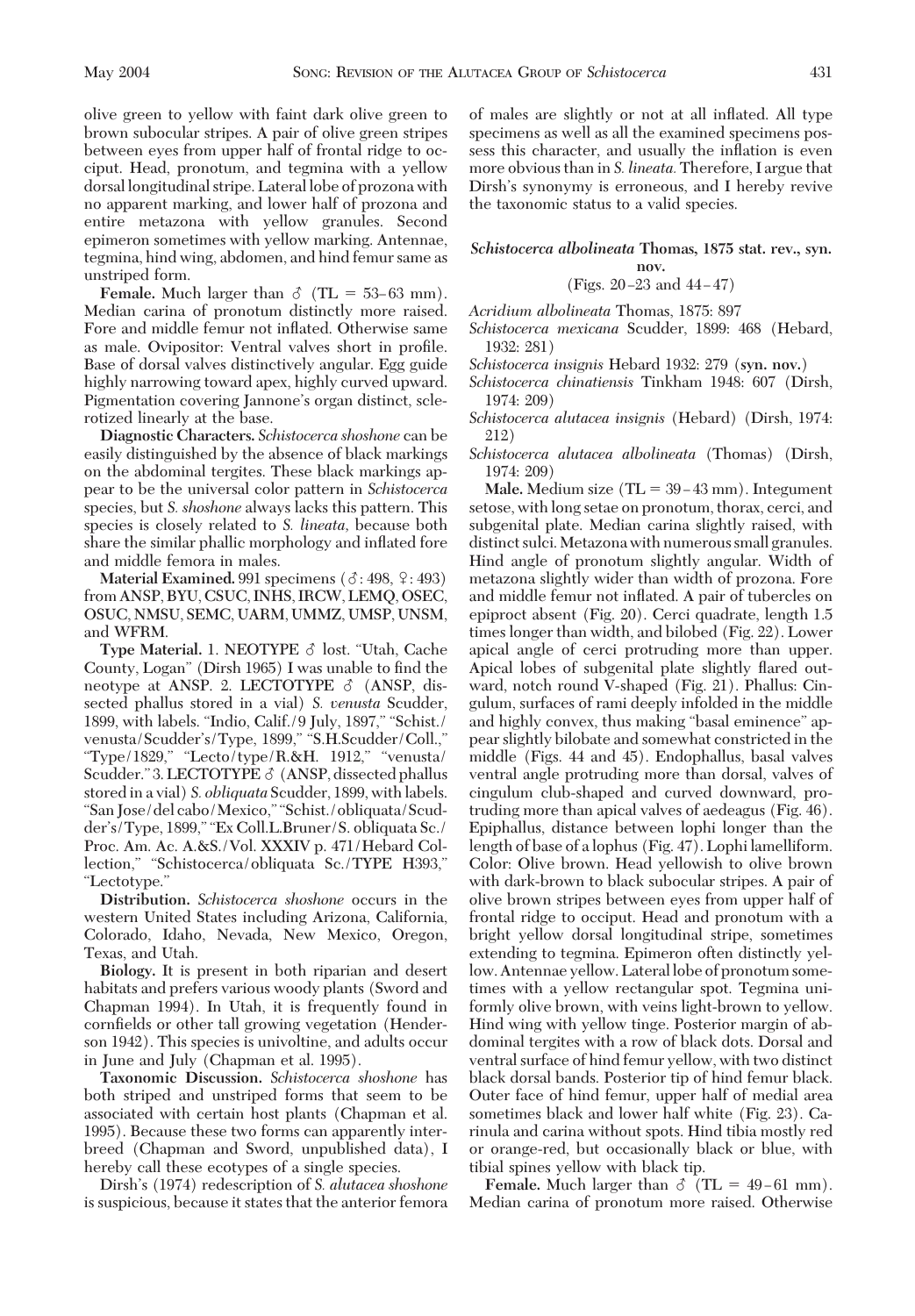olive green to yellow with faint dark olive green to brown subocular stripes. A pair of olive green stripes between eyes from upper half of frontal ridge to occiput. Head, pronotum, and tegmina with a yellow dorsal longitudinal stripe. Lateral lobe of prozona with no apparent marking, and lower half of prozona and entire metazona with yellow granules. Second epimeron sometimes with yellow marking. Antennae, tegmina, hind wing, abdomen, and hind femur same as unstriped form.

**Female.** Much larger than ♂ (TL = 53–63 mm). Median carina of pronotum distinctly more raised. Fore and middle femur not inflated. Otherwise same as male. Ovipositor: Ventral valves short in profile. Base of dorsal valves distinctively angular. Egg guide highly narrowing toward apex, highly curved upward. Pigmentation covering Jannone's organ distinct, sclerotized linearly at the base.

**Diagnostic Characters.** *Schistocerca shoshone* can be easily distinguished by the absence of black markings on the abdominal tergites. These black markings appear to be the universal color pattern in *Schistocerca* species, but *S. shoshone* always lacks this pattern. This species is closely related to *S. lineata*, because both share the similar phallic morphology and inflated fore and middle femora in males.

**Material Examined.** 991 specimens (♂: 498, ♀: 493) from ANSP, BYU, CSUC, INHS, IRCW, LEMQ, OSEC, OSUC, NMSU, SEMC, UARM, UMMZ, UMSP, UNSM, and WFRM.

**Type Material.** 1. NEOTYPE ♂ lost. "Utah, Cache County, Logan" (Dirsh 1965) I was unable to find the neotype at ANSP. 2. LECTOTYPE ♂ (ANSP, dissected phallus stored in a vial) *S. venusta* Scudder, 1899, with labels. "Indio, Calif./9 July, 1897," "Schist./venusta/Scudder's/Type, 1899," "S.H.Scudder/Coll.," "Type/1829," "Lecto/type/R.&H. 1912," "venusta/Scudder." 3. LECTOTYPE ♂ (ANSP, dissected phallus stored in a vial) *S. obliquata* Scudder, 1899, with labels. "San Jose/del cabo/Mexico," "Schist./obliquata/Scudder's/Type, 1899," "Ex Coll.L.Bruner/S. obliquata Sc./Proc. Am. Ac. A.&S./Vol. XXXIV p. 471/Hebard Collection," "Schistocerca/obliquata Sc./TYPE H393," "Lectotype."

**Distribution.** *Schistocerca shoshone* occurs in the western United States including Arizona, California, Colorado, Idaho, Nevada, New Mexico, Oregon, Texas, and Utah.

**Biology.** It is present in both riparian and desert habitats and prefers various woody plants (Sword and Chapman 1994). In Utah, it is frequently found in cornfields or other tall growing vegetation (Henderson 1942). This species is univoltine, and adults occur in June and July (Chapman et al. 1995).

**Taxonomic Discussion.** *Schistocerca shoshone* has both striped and unstriped forms that seem to be associated with certain host plants (Chapman et al. 1995). Because these two forms can apparently interbreed (Chapman and Sword, unpublished data), I hereby call these ecotypes of a single species.

Dirsh's (1974) redescription of *S. alutacea shoshone* is suspicious, because it states that the anterior femora of males are slightly or not at all inflated. All type specimens as well as all the examined specimens possess this character, and usually the inflation is even more obvious than in *S. lineata.* Therefore, I argue that Dirsh's synonymy is erroneous, and I hereby revive the taxonomic status to a valid species.

### *Schistocerca albolineata* Thomas, 1875 stat. rev., syn. nov.

(Figs. 20–23 and 44–47)

*Acridium albolineata* Thomas, 1875: 897

*Schistocerca mexicana* Scudder, 1899: 468 (Hebard, 1932: 281)

*Schistocerca insignis* Hebard 1932: 279 (**syn. nov.**)

*Schistocerca chinatiensis* Tinkham 1948: 607 (Dirsh, 1974: 209)

*Schistocerca alutacea insignis* (Hebard) (Dirsh, 1974: 212)

*Schistocerca alutacea albolineata* (Thomas) (Dirsh, 1974: 209)

**Male.** Medium size (TL = 39–43 mm). Integument setose, with long setae on pronotum, thorax, cerci, and subgenital plate. Median carina slightly raised, with distinct sulci. Metazona with numerous small granules. Hind angle of pronotum slightly angular. Width of metazona slightly wider than width of prozona. Fore and middle femur not inflated. A pair of tubercles on epiproct absent (Fig. 20). Cerci quadrate, length 1.5 times longer than width, and bilobed (Fig. 22). Lower apical angle of cerci protruding more than upper. Apical lobes of subgenital plate slightly flared outward, notch round V-shaped (Fig. 21). Phallus: Cingulum, surfaces of rami deeply infolded in the middle and highly convex, thus making "basal eminence" appear slightly bilobate and somewhat constricted in the middle (Figs. 44 and 45). Endophallus, basal valves ventral angle protruding more than dorsal, valves of cingulum club-shaped and curved downward, protruding more than apical valves of aedeagus (Fig. 46). Epiphallus, distance between lophi longer than the length of base of a lophus (Fig. 47). Lophi lamelliform. Color: Olive brown. Head yellowish to olive brown with dark-brown to black subocular stripes. A pair of olive brown stripes between eyes from upper half of frontal ridge to occiput. Head and pronotum with a bright yellow dorsal longitudinal stripe, sometimes extending to tegmina. Epimeron often distinctly yellow. Antennae yellow. Lateral lobe of pronotum sometimes with a yellow rectangular spot. Tegmina uniformly olive brown, with veins light-brown to yellow. Hind wing with yellow tinge. Posterior margin of abdominal tergites with a row of black dots. Dorsal and ventral surface of hind femur yellow, with two distinct black dorsal bands. Posterior tip of hind femur black. Outer face of hind femur, upper half of medial area sometimes black and lower half white (Fig. 23). Carinula and carina without spots. Hind tibia mostly red or orange-red, but occasionally black or blue, with tibial spines yellow with black tip.

**Female.** Much larger than ♂ (TL = 49–61 mm). Median carina of pronotum more raised. Otherwise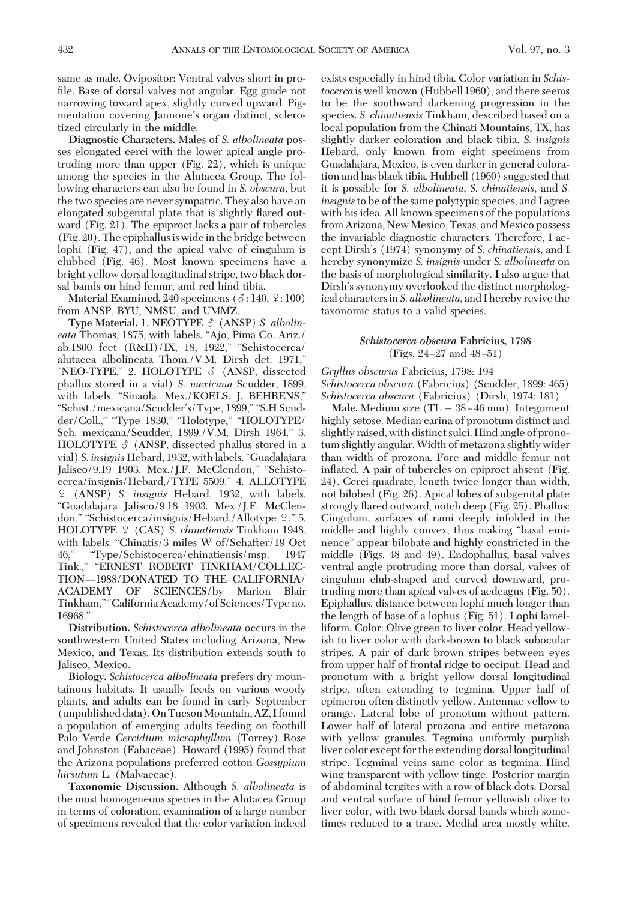same as male. Ovipositor: Ventral valves short in profile. Base of dorsal valves not angular. Egg guide not narrowing toward apex, slightly curved upward. Pigmentation covering Jannone's organ distinct, sclerotized circularly in the middle.

**Diagnostic Characters.** Males of *S. albolineata* posses elongated cerci with the lower apical angle protruding more than upper (Fig. 22), which is unique among the species in the Alutacea Group. The following characters can also be found in *S. obscura*, but the two species are never sympatric. They also have an elongated subgenital plate that is slightly flared outward (Fig. 21). The epiproct lacks a pair of tubercles (Fig. 20). The epiphallus is wide in the bridge between lophi (Fig. 47), and the apical valve of cingulum is clubbed (Fig. 46). Most known specimens have a bright yellow dorsal longitudinal stripe, two black dorsal bands on hind femur, and red hind tibia.

**Material Examined.** 240 specimens (♂: 140, ♀: 100) from ANSP, BYU, NMSU, and UMMZ.

**Type Material.** 1. **NEOTYPE** ♂ (ANSP) *S. albolineata* Thomas, 1875, with labels. "Ajo, Pima Co. Ariz./ ab.1800 feet (R&H)/IX, 18, 1922," "Schistocerca/ alutacea albolineata Thom./V.M. Dirsh det. 1971," "NEO-TYPE." 2. **HOLOTYPE** ♂ (ANSP, dissected phallus stored in a vial) *S. mexicana* Scudder, 1899, with labels. "Sinaola, Mex./**KOELS. J. BEHRENS**," "Schist,/mexicana/Scudder's/Type, 1899," "S.H.Scudder/Coll.," "Type 1830," "Holotype," "**HOLOTYPE**/ Sch. mexicana/Scudder, 1899./V.M. Dirsh 1964." 3. **HOLOTYPE** ♂ (ANSP, dissected phallus stored in a vial) *S. insignis* Hebard, 1932, with labels. "Guadalajara Jalisco/9.19 1903. Mex./J.F. McClendon," "Schistocerca/insignis/Hebard,/TYPE 5509." 4. **ALLOTYPE** ♀ (ANSP) *S. insignis* Hebard, 1932, with labels. "Guadalajara Jalisco/9.18 1903. Mex./J.F. McClendon," "Schistocerca/insignis/Hebard,/Allotype ♀." 5. **HOLOTYPE** ♀ (CAS) *S. chinatiensis* Tinkham 1948, with labels. "Chinatis/3 miles W of/Schafter/19 Oct 46," "Type/Schistocerca/chinatiensis/msp. 1947 Tink.," "**ERNEST ROBERT TINKHAM/COLLECTION—1988/DONATED TO THE CALIFORNIA/ ACADEMY OF SCIENCES**/by Marion Blair Tinkham," "California Academy/of Sciences/Type no. 16968."

**Distribution.** *Schistocerca albolineata* occurs in the southwestern United States including Arizona, New Mexico, and Texas. Its distribution extends south to Jalisco, Mexico.

**Biology.** *Schistocerca albolineata* prefers dry mountainous habitats. It usually feeds on various woody plants, and adults can be found in early September (unpublished data). On Tucson Mountain, AZ, I found a population of emerging adults feeding on foothill Palo Verde *Cercidium microphyllum* (Torrey) Rose and Johnston (Fabaceae). Howard (1995) found that the Arizona populations preferred cotton *Gossypium hirsutum* L. (Malvaceae).

**Taxonomic Discussion.** Although *S. albolineata* is the most homogeneous species in the Alutacea Group in terms of coloration, examination of a large number of specimens revealed that the color variation indeed exists especially in hind tibia. Color variation in *Schistocerca* is well known (Hubbell 1960), and there seems to be the southward darkening progression in the species. *S. chinatiensis* Tinkham, described based on a local population from the Chinati Mountains, TX, has slightly darker coloration and black tibia. *S. insignis* Hebard, only known from eight specimens from Guadalajara, Mexico, is even darker in general coloration and has black tibia. Hubbell (1960) suggested that it is possible for *S. albolineata*, *S. chinatiensis*, and *S. insignis* to be of the same polytypic species, and I agree with his idea. All known specimens of the populations from Arizona, New Mexico, Texas, and Mexico possess the invariable diagnostic characters. Therefore, I accept Dirsh's (1974) synonymy of *S. chinatiensis*, and I hereby synonymize *S. insignis* under *S. albolineata* on the basis of morphological similarity. I also argue that Dirsh's synonymy overlooked the distinct morphological characters in *S. albolineata*, and I hereby revive the taxonomic status to a valid species.

### *Schistocerca obscura* Fabricius, 1798
(Figs. 24–27 and 48–51)

*Gryllus obscurus* Fabricius, 1798: 194
*Schistocerca obscura* (Fabricius) (Scudder, 1899: 465)
*Schistocerca obscura* (Fabricius) (Dirsh, 1974: 181)

**Male.** Medium size (TL = 38–46 mm). Integument highly setose. Median carina of pronotum distinct and slightly raised, with distinct sulci. Hind angle of pronotum slightly angular. Width of metazona slightly wider than width of prozona. Fore and middle femur not inflated. A pair of tubercles on epiproct absent (Fig. 24). Cerci quadrate, length twice longer than width, not bilobed (Fig. 26). Apical lobes of subgenital plate strongly flared outward, notch deep (Fig. 25). Phallus: Cingulum, surfaces of rami deeply infolded in the middle and highly convex, thus making "basal eminence" appear bilobate and highly constricted in the middle (Figs. 48 and 49). Endophallus, basal valves ventral angle protruding more than dorsal, valves of cingulum club-shaped and curved downward, protruding more than apical valves of aedeagus (Fig. 50). Epiphallus, distance between lophi much longer than the length of base of a lophus (Fig. 51). Lophi lamelliform. Color: Olive green to liver color. Head yellowish to liver color with dark-brown to black subocular stripes. A pair of dark brown stripes between eyes from upper half of frontal ridge to occiput. Head and pronotum with a bright yellow dorsal longitudinal stripe, often extending to tegmina. Upper half of epimeron often distinctly yellow. Antennae yellow to orange. Lateral lobe of pronotum without pattern. Lower half of lateral prozona and entire metazona with yellow granules. Tegmina uniformly purplish liver color except for the extending dorsal longitudinal stripe. Tegminal veins same color as tegmina. Hind wing transparent with yellow tinge. Posterior margin of abdominal tergites with a row of black dots. Dorsal and ventral surface of hind femur yellowish olive to liver color, with two black dorsal bands which sometimes reduced to a trace. Medial area mostly white.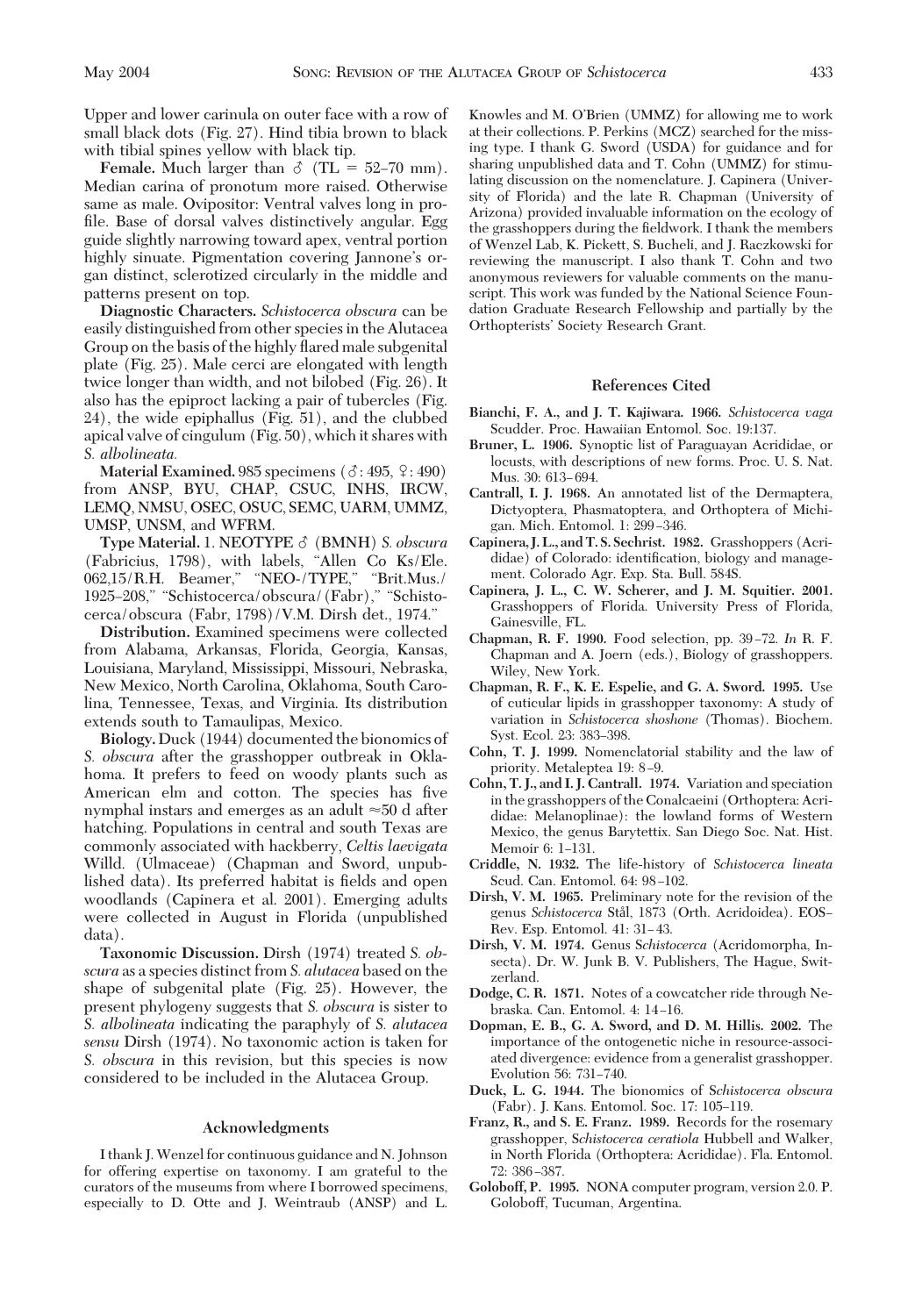Upper and lower carinula on outer face with a row of small black dots (Fig. 27). Hind tibia brown to black with tibial spines yellow with black tip.

**Female.** Much larger than ♂ (TL = 52–70 mm). Median carina of pronotum more raised. Otherwise same as male. Ovipositor: Ventral valves long in profile. Base of dorsal valves distinctively angular. Egg guide slightly narrowing toward apex, ventral portion highly sinuate. Pigmentation covering Jannone's organ distinct, sclerotized circularly in the middle and patterns present on top.

**Diagnostic Characters.** *Schistocerca obscura* can be easily distinguished from other species in the Alutacea Group on the basis of the highly flared male subgenital plate (Fig. 25). Male cerci are elongated with length twice longer than width, and not bilobed (Fig. 26). It also has the epiproct lacking a pair of tubercles (Fig. 24), the wide epiphallus (Fig. 51), and the clubbed apical valve of cingulum (Fig. 50), which it shares with *S. albolineata.*

**Material Examined.** 985 specimens (♂: 495, ♀: 490) from ANSP, BYU, CHAP, CSUC, INHS, IRCW, LEMQ, NMSU, OSEC, OSUC, SEMC, UARM, UMMZ, UMSP, UNSM, and WFRM.

**Type Material.** 1. NEOTYPE ♂ (BMNH) *S. obscura* (Fabricius, 1798), with labels, "Allen Co Ks/Ele. 062,15/R.H. Beamer," "NEO-/TYPE," "Brit.Mus./1925–208," "Schistocerca/obscura/(Fabr)," "Schistocerca/obscura (Fabr, 1798)/V.M. Dirsh det., 1974."

**Distribution.** Examined specimens were collected from Alabama, Arkansas, Florida, Georgia, Kansas, Louisiana, Maryland, Mississippi, Missouri, Nebraska, New Mexico, North Carolina, Oklahoma, South Carolina, Tennessee, Texas, and Virginia. Its distribution extends south to Tamaulipas, Mexico.

**Biology.** Duck (1944) documented the bionomics of *S. obscura* after the grasshopper outbreak in Oklahoma. It prefers to feed on woody plants such as American elm and cotton. The species has five nymphal instars and emerges as an adult ≈50 d after hatching. Populations in central and south Texas are commonly associated with hackberry, *Celtis laevigata* Willd. (Ulmaceae) (Chapman and Sword, unpublished data). Its preferred habitat is fields and open woodlands (Capinera et al. 2001). Emerging adults were collected in August in Florida (unpublished data).

**Taxonomic Discussion.** Dirsh (1974) treated *S. obscura* as a species distinct from *S. alutacea* based on the shape of subgenital plate (Fig. 25). However, the present phylogeny suggests that *S. obscura* is sister to *S. albolineata* indicating the paraphyly of *S. alutacea sensu* Dirsh (1974). No taxonomic action is taken for *S. obscura* in this revision, but this species is now considered to be included in the Alutacea Group.

## Acknowledgments

I thank J. Wenzel for continuous guidance and N. Johnson for offering expertise on taxonomy. I am grateful to the curators of the museums from where I borrowed specimens, especially to D. Otte and J. Weintraub (ANSP) and L. Knowles and M. O'Brien (UMMZ) for allowing me to work at their collections. P. Perkins (MCZ) searched for the missing type. I thank G. Sword (USDA) for guidance and for sharing unpublished data and T. Cohn (UMMZ) for stimulating discussion on the nomenclature. J. Capinera (University of Florida) and the late R. Chapman (University of Arizona) provided invaluable information on the ecology of the grasshoppers during the fieldwork. I thank the members of Wenzel Lab, K. Pickett, S. Bucheli, and J. Raczkowski for reviewing the manuscript. I also thank T. Cohn and two anonymous reviewers for valuable comments on the manuscript. This work was funded by the National Science Foundation Graduate Research Fellowship and partially by the Orthopterists' Society Research Grant.

## References Cited

**Bianchi, F. A., and J. T. Kajiwara. 1966.** *Schistocerca vaga* Scudder. Proc. Hawaiian Entomol. Soc. 19:137.

**Bruner, L. 1906.** Synoptic list of Paraguayan Acrididae, or locusts, with descriptions of new forms. Proc. U. S. Nat. Mus. 30: 613–694.

**Cantrall, I. J. 1968.** An annotated list of the Dermaptera, Dictyoptera, Phasmatoptera, and Orthoptera of Michigan. Mich. Entomol. 1: 299–346.

**Capinera, J. L., and T. S. Sechrist. 1982.** Grasshoppers (Acrididae) of Colorado: identification, biology and management. Colorado Agr. Exp. Sta. Bull. 584S.

**Capinera, J. L., C. W. Scherer, and J. M. Squitier. 2001.** Grasshoppers of Florida. University Press of Florida, Gainesville, FL.

**Chapman, R. F. 1990.** Food selection, pp. 39–72. *In* R. F. Chapman and A. Joern (eds.), Biology of grasshoppers. Wiley, New York.

**Chapman, R. F., K. E. Espelie, and G. A. Sword. 1995.** Use of cuticular lipids in grasshopper taxonomy: A study of variation in *Schistocerca shoshone* (Thomas). Biochem. Syst. Ecol. 23: 383–398.

**Cohn, T. J. 1999.** Nomenclatorial stability and the law of priority. Metaleptea 19: 8–9.

**Cohn, T. J., and I. J. Cantrall. 1974.** Variation and speciation in the grasshoppers of the Conalcaeini (Orthoptera: Acrididae: Melanoplinae): the lowland forms of Western Mexico, the genus Barytettix. San Diego Soc. Nat. Hist. Memoir 6: 1–131.

**Criddle, N. 1932.** The life-history of *Schistocerca lineata* Scud. Can. Entomol. 64: 98–102.

**Dirsh, V. M. 1965.** Preliminary note for the revision of the genus *Schistocerca* Stål, 1873 (Orth. Acridoidea). EOS–Rev. Esp. Entomol. 41: 31–43.

**Dirsh, V. M. 1974.** Genus *Schistocerca* (Acridomorpha, Insecta). Dr. W. Junk B. V. Publishers, The Hague, Switzerland.

**Dodge, C. R. 1871.** Notes of a cowcatcher ride through Nebraska. Can. Entomol. 4: 14–16.

**Dopman, E. B., G. A. Sword, and D. M. Hillis. 2002.** The importance of the ontogenetic niche in resource-associated divergence: evidence from a generalist grasshopper. Evolution 56: 731–740.

**Duck, L. G. 1944.** The bionomics of *Schistocerca obscura* (Fabr). J. Kans. Entomol. Soc. 17: 105–119.

**Franz, R., and S. E. Franz. 1989.** Records for the rosemary grasshopper, *Schistocerca ceratiola* Hubbell and Walker, in North Florida (Orthoptera: Acrididae). Fla. Entomol. 72: 386–387.

**Goloboff, P. 1995.** NONA computer program, version 2.0. P. Goloboff, Tucuman, Argentina.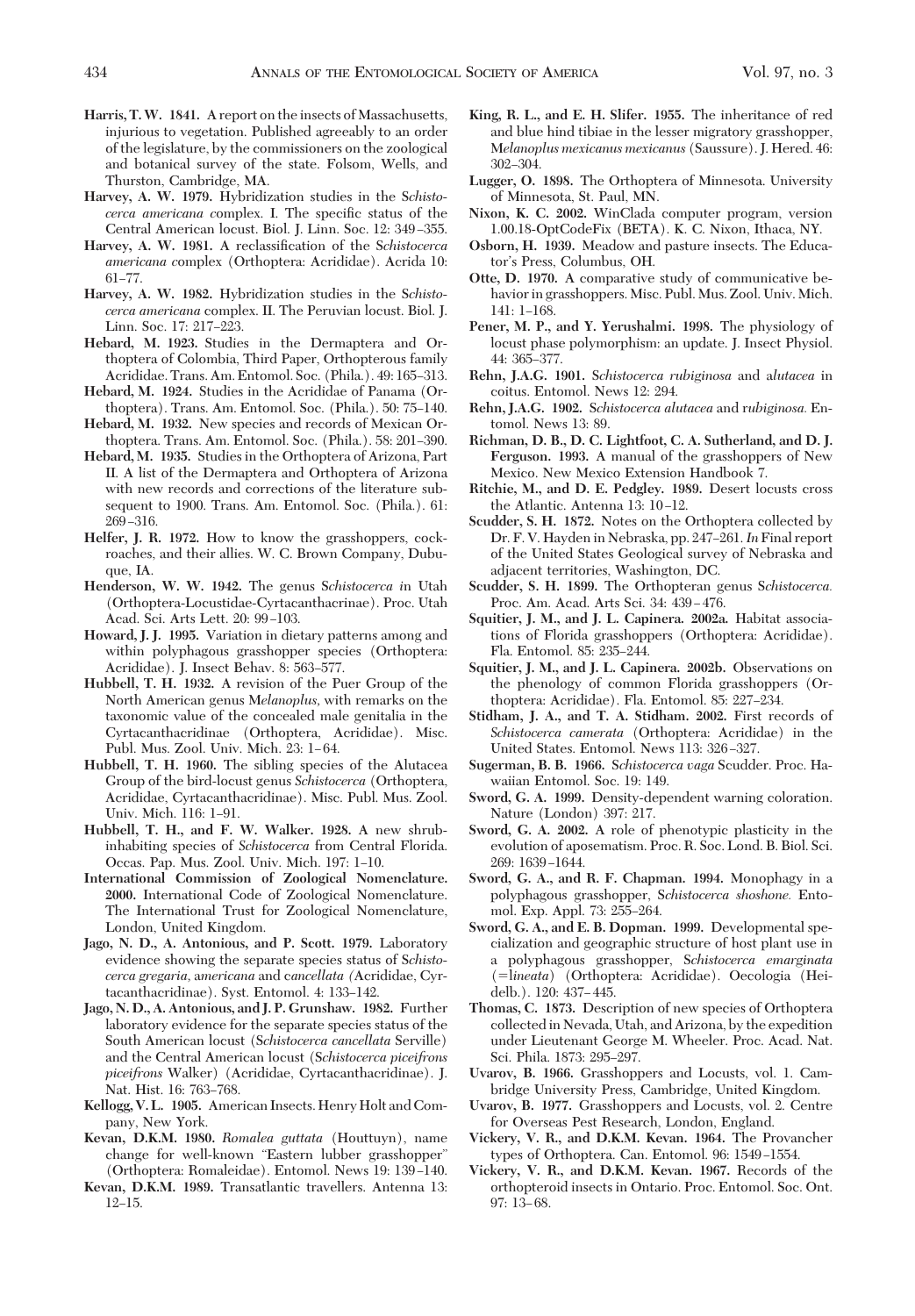**Harris, T. W. 1841.** A report on the insects of Massachusetts, injurious to vegetation. Published agreeably to an order of the legislature, by the commissioners on the zoological and botanical survey of the state. Folsom, Wells, and Thurston, Cambridge, MA.

**Harvey, A. W. 1979.** Hybridization studies in the *Schistocerca americana* complex. I. The specific status of the Central American locust. Biol. J. Linn. Soc. 12: 349–355.

**Harvey, A. W. 1981.** A reclassification of the *Schistocerca americana* complex (Orthoptera: Acrididae). Acrida 10: 61–77.

**Harvey, A. W. 1982.** Hybridization studies in the *Schistocerca americana* complex. II. The Peruvian locust. Biol. J. Linn. Soc. 17: 217–223.

**Hebard, M. 1923.** Studies in the Dermaptera and Orthoptera of Colombia, Third Paper, Orthopterous family Acrididae. Trans. Am. Entomol. Soc. (Phila.). 49: 165–313.

**Hebard, M. 1924.** Studies in the Acrididae of Panama (Orthoptera). Trans. Am. Entomol. Soc. (Phila.). 50: 75–140.

**Hebard, M. 1932.** New species and records of Mexican Orthoptera. Trans. Am. Entomol. Soc. (Phila.). 58: 201–390.

**Hebard, M. 1935.** Studies in the Orthoptera of Arizona, Part II. A list of the Dermaptera and Orthoptera of Arizona with new records and corrections of the literature subsequent to 1900. Trans. Am. Entomol. Soc. (Phila.). 61: 269–316.

**Helfer, J. R. 1972.** How to know the grasshoppers, cockroaches, and their allies. W. C. Brown Company, Dubuque, IA.

**Henderson, W. W. 1942.** The genus *Schistocerca* in Utah (Orthoptera-Locustidae-Cyrtacanthacrinae). Proc. Utah Acad. Sci. Arts Lett. 20: 99–103.

**Howard, J. J. 1995.** Variation in dietary patterns among and within polyphagous grasshopper species (Orthoptera: Acrididae). J. Insect Behav. 8: 563–577.

**Hubbell, T. H. 1932.** A revision of the Puer Group of the North American genus *Melanoplus*, with remarks on the taxonomic value of the concealed male genitalia in the Cyrtacanthacridinae (Orthoptera, Acrididae). Misc. Publ. Mus. Zool. Univ. Mich. 23: 1–64.

**Hubbell, T. H. 1960.** The sibling species of the Alutacea Group of the bird-locust genus *Schistocerca* (Orthoptera, Acrididae, Cyrtacanthacridinae). Misc. Publ. Mus. Zool. Univ. Mich. 116: 1–91.

**Hubbell, T. H., and F. W. Walker. 1928.** A new shrub-inhabiting species of *Schistocerca* from Central Florida. Occas. Pap. Mus. Zool. Univ. Mich. 197: 1–10.

**International Commission of Zoological Nomenclature. 2000.** International Code of Zoological Nomenclature. The International Trust for Zoological Nomenclature, London, United Kingdom.

**Jago, N. D., A. Antonious, and P. Scott. 1979.** Laboratory evidence showing the separate species status of *Schistocerca gregaria*, *americana* and *cancellata* (Acrididae, Cyrtacanthacridinae). Syst. Entomol. 4: 133–142.

**Jago, N. D., A. Antonious, and J. P. Grunshaw. 1982.** Further laboratory evidence for the separate species status of the South American locust (*Schistocerca cancellata* Serville) and the Central American locust (*Schistocerca piceifrons piceifrons* Walker) (Acrididae, Cyrtacanthacridinae). J. Nat. Hist. 16: 763–768.

**Kellogg, V. L. 1905.** American Insects. Henry Holt and Company, New York.

**Kevan, D.K.M. 1980.** *Romalea guttata* (Houttuyn), name change for well-known "Eastern lubber grasshopper" (Orthoptera: Romaleidae). Entomol. News 19: 139–140.

**Kevan, D.K.M. 1989.** Transatlantic travellers. Antenna 13: 12–15.

**King, R. L., and E. H. Slifer. 1955.** The inheritance of red and blue hind tibiae in the lesser migratory grasshopper, *Melanoplus mexicanus mexicanus* (Saussure). J. Hered. 46: 302–304.

**Lugger, O. 1898.** The Orthoptera of Minnesota. University of Minnesota, St. Paul, MN.

**Nixon, K. C. 2002.** WinClada computer program, version 1.00.18-OptCodeFix (BETA). K. C. Nixon, Ithaca, NY.

**Osborn, H. 1939.** Meadow and pasture insects. The Educator's Press, Columbus, OH.

**Otte, D. 1970.** A comparative study of communicative behavior in grasshoppers. Misc. Publ. Mus. Zool. Univ. Mich. 141: 1–168.

**Pener, M. P., and Y. Yerushalmi. 1998.** The physiology of locust phase polymorphism: an update. J. Insect Physiol. 44: 365–377.

**Rehn, J.A.G. 1901.** *Schistocerca rubiginosa* and *alutacea* in coitus. Entomol. News 12: 294.

**Rehn, J.A.G. 1902.** *Schistocerca alutacea* and *rubiginosa.* Entomol. News 13: 89.

**Richman, D. B., D. C. Lightfoot, C. A. Sutherland, and D. J. Ferguson. 1993.** A manual of the grasshoppers of New Mexico. New Mexico Extension Handbook 7.

**Ritchie, M., and D. E. Pedgley. 1989.** Desert locusts cross the Atlantic. Antenna 13: 10–12.

**Scudder, S. H. 1872.** Notes on the Orthoptera collected by Dr. F. V. Hayden in Nebraska, pp. 247–261. *In* Final report of the United States Geological survey of Nebraska and adjacent territories, Washington, DC.

**Scudder, S. H. 1899.** The Orthopteran genus *Schistocerca.* Proc. Am. Acad. Arts Sci. 34: 439–476.

**Squitier, J. M., and J. L. Capinera. 2002a.** Habitat associations of Florida grasshoppers (Orthoptera: Acrididae). Fla. Entomol. 85: 235–244.

**Squitier, J. M., and J. L. Capinera. 2002b.** Observations on the phenology of common Florida grasshoppers (Orthoptera: Acrididae). Fla. Entomol. 85: 227–234.

**Stidham, J. A., and T. A. Stidham. 2002.** First records of *Schistocerca camerata* (Orthoptera: Acrididae) in the United States. Entomol. News 113: 326–327.

**Sugerman, B. B. 1966.** *Schistocerca vaga* Scudder. Proc. Hawaiian Entomol. Soc. 19: 149.

**Sword, G. A. 1999.** Density-dependent warning coloration. Nature (London) 397: 217.

**Sword, G. A. 2002.** A role of phenotypic plasticity in the evolution of aposematism. Proc. R. Soc. Lond. B. Biol. Sci. 269: 1639–1644.

**Sword, G. A., and R. F. Chapman. 1994.** Monophagy in a polyphagous grasshopper, *Schistocerca shoshone.* Entomol. Exp. Appl. 73: 255–264.

**Sword, G. A., and E. B. Dopman. 1999.** Developmental specialization and geographic structure of host plant use in a polyphagous grasshopper, *Schistocerca emarginata* (=*lineata*) (Orthoptera: Acrididae). Oecologia (Heidelb.). 120: 437–445.

**Thomas, C. 1873.** Description of new species of Orthoptera collected in Nevada, Utah, and Arizona, by the expedition under Lieutenant George M. Wheeler. Proc. Acad. Nat. Sci. Phila. 1873: 295–297.

**Uvarov, B. 1966.** Grasshoppers and Locusts, vol. 1. Cambridge University Press, Cambridge, United Kingdom.

**Uvarov, B. 1977.** Grasshoppers and Locusts, vol. 2. Centre for Overseas Pest Research, London, England.

**Vickery, V. R., and D.K.M. Kevan. 1964.** The Provancher types of Orthoptera. Can. Entomol. 96: 1549–1554.

**Vickery, V. R., and D.K.M. Kevan. 1967.** Records of the orthopteroid insects in Ontario. Proc. Entomol. Soc. Ont. 97: 13–68.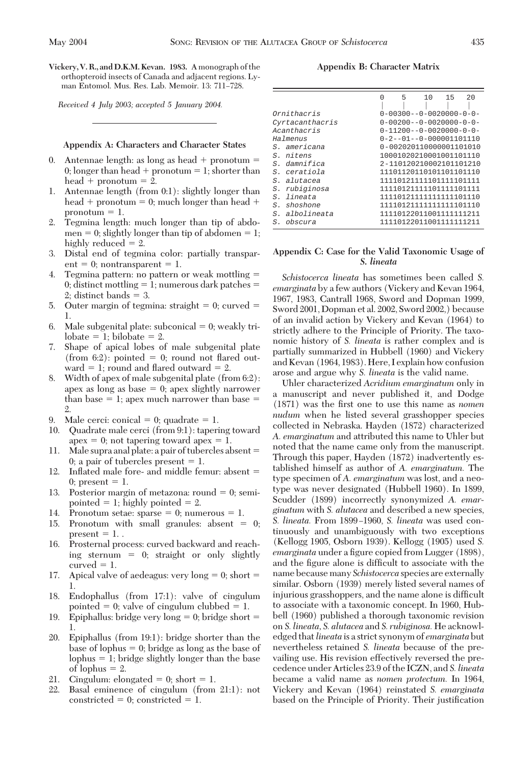**Vickery, V. R., and D.K.M. Kevan. 1983.** A monograph of the orthopteroid insects of Canada and adjacent regions. Lyman Entomol. Mus. Res. Lab. Memoir. 13: 711–728.

*Received 4 July 2003; accepted 5 January 2004.*

## Appendix A: Characters and Character States

0. Antennae length: as long as head + pronotum = 0; longer than head + pronotum = 1; shorter than head + pronotum = 2.
1. Antennae length (from 0:1): slightly longer than head + pronotum = 0; much longer than head + pronotum = 1.
2. Tegmina length: much longer than tip of abdomen = 0; slightly longer than tip of abdomen = 1; highly reduced = 2.
3. Distal end of tegmina color: partially transparent = 0; nontransparent = 1.
4. Tegmina pattern: no pattern or weak mottling = 0; distinct mottling = 1; numerous dark patches = 2; distinct bands = 3.
5. Outer margin of tegmina: straight = 0; curved = 1.
6. Male subgenital plate: subconical = 0; weakly trilobate = 1; bilobate = 2.
7. Shape of apical lobes of male subgenital plate (from 6:2): pointed = 0; round not flared outward = 1; round and flared outward = 2.
8. Width of apex of male subgenital plate (from 6:2): apex as long as base = 0; apex slightly narrower than base = 1; apex much narrower than base = 2.
9. Male cerci: conical = 0; quadrate = 1.
10. Quadrate male cerci (from 9:1): tapering toward apex = 0; not tapering toward apex = 1.
11. Male supra anal plate: a pair of tubercles absent = 0; a pair of tubercles present = 1.
12. Inflated male fore- and middle femur: absent = 0; present = 1.
13. Posterior margin of metazona: round = 0; semi-pointed = 1; highly pointed = 2.
14. Pronotum setae: sparse = 0; numerous = 1.
15. Pronotum with small granules: absent = 0; present = 1. .
16. Prosternal process: curved backward and reaching sternum = 0; straight or only slightly curved = 1.
17. Apical valve of aedeagus: very long = 0; short = 1.
18. Endophallus (from 17:1): valve of cingulum pointed = 0; valve of cingulum clubbed = 1.
19. Epiphallus: bridge very long = 0; bridge short = 1.
20. Epiphallus (from 19:1): bridge shorter than the base of lophus = 0; bridge as long as the base of lophus = 1; bridge slightly longer than the base of lophus = 2.
21. Cingulum: elongated = 0; short = 1.
22. Basal eminence of cingulum (from 21:1): not constricted = 0; constricted = 1.

## Appendix B: Character Matrix

| Taxon | 0 5 10 15 20 |
|---|---|
| *Ornithacris* | 0-00300--0-0020000-0-0- |
| *Cyrtacanthacris* | 0-00200--0-0020000-0-0- |
| *Acanthacris* | 0-11200--0-0020000-0-0- |
| *Halmenus* | 0-2--01--0-000001101110 |
| *S. americana* | 0-002020110000001101010 |
| *S. nitens* | 10001020210001001101110 |
| *S. damnifica* | 2-110120210002101101210 |
| *S. ceratiola* | 11101120110101101101110 |
| *S. alutacea* | 11110121111101111101111 |
| *S. rubiginosa* | 11110121111101111101111 |
| *S. lineata* | 11110121111111111101110 |
| *S. shoshone* | 11110121111111111101110 |
| *S. albolineata* | 11110122011001111111211 |
| *S. obscura* | 11110122011001111111211 |

## Appendix C: Case for the Valid Taxonomic Usage of *S. lineata*

*Schistocerca lineata* has sometimes been called *S. emarginata* by a few authors (Vickery and Kevan 1964, 1967, 1983, Cantrall 1968, Sword and Dopman 1999, Sword 2001, Dopman et al. 2002, Sword 2002,) because of an invalid action by Vickery and Kevan (1964) to strictly adhere to the Principle of Priority. The taxonomic history of *S. lineata* is rather complex and is partially summarized in Hubbell (1960) and Vickery and Kevan (1964, 1983). Here, I explain how confusion arose and argue why *S. lineata* is the valid name.

Uhler characterized *Acridium emarginatum* only in a manuscript and never published it, and Dodge (1871) was the first one to use this name as *nomen nudum* when he listed several grasshopper species collected in Nebraska. Hayden (1872) characterized *A. emarginatum* and attributed this name to Uhler but noted that the name came only from the manuscript. Through this paper, Hayden (1872) inadvertently established himself as author of *A. emarginatum.* The type specimen of *A. emarginatum* was lost, and a neotype was never designated (Hubbell 1960). In 1899, Scudder (1899) incorrectly synonymized *A. emarginatum* with *S. alutacea* and described a new species, *S. lineata.* From 1899–1960, *S. lineata* was used continuously and unambiguously with two exceptions (Kellogg 1905, Osborn 1939). Kellogg (1905) used *S. emarginata* under a figure copied from Lugger (1898), and the figure alone is difficult to associate with the name because many *Schistocerca* species are externally similar. Osborn (1939) merely listed several names of injurious grasshoppers, and the name alone is difficult to associate with a taxonomic concept. In 1960, Hubbell (1960) published a thorough taxonomic revision on *S. lineata*, *S. alutacea* and *S. rubiginosa.* He acknowledged that *lineata* is a strict synonym of *emarginata* but nevertheless retained *S. lineata* because of the prevailing use. His revision effectively reversed the precedence under Articles 23.9 of the ICZN, and *S. lineata* became a valid name as *nomen protectum.* In 1964, Vickery and Kevan (1964) reinstated *S. emarginata* based on the Principle of Priority. Their justification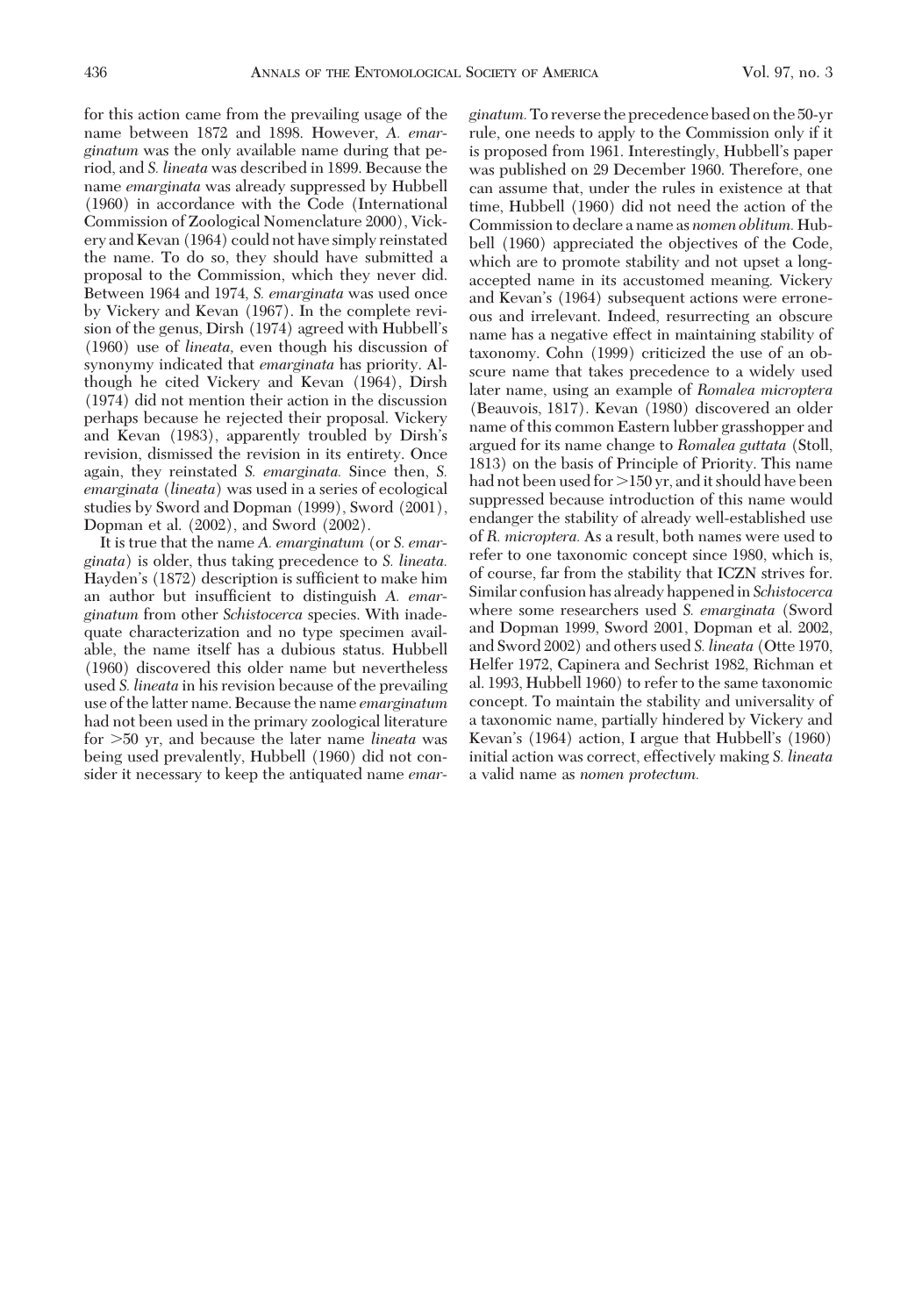for this action came from the prevailing usage of the name between 1872 and 1898. However, *A. emarginatum* was the only available name during that period, and *S. lineata* was described in 1899. Because the name *emarginata* was already suppressed by Hubbell (1960) in accordance with the Code (International Commission of Zoological Nomenclature 2000), Vickery and Kevan (1964) could not have simply reinstated the name. To do so, they should have submitted a proposal to the Commission, which they never did. Between 1964 and 1974, *S. emarginata* was used once by Vickery and Kevan (1967). In the complete revision of the genus, Dirsh (1974) agreed with Hubbell's (1960) use of *lineata*, even though his discussion of synonymy indicated that *emarginata* has priority. Although he cited Vickery and Kevan (1964), Dirsh (1974) did not mention their action in the discussion perhaps because he rejected their proposal. Vickery and Kevan (1983), apparently troubled by Dirsh's revision, dismissed the revision in its entirety. Once again, they reinstated *S. emarginata.* Since then, *S. emarginata* (*lineata*) was used in a series of ecological studies by Sword and Dopman (1999), Sword (2001), Dopman et al. (2002), and Sword (2002).

It is true that the name *A. emarginatum* (or *S. emarginata*) is older, thus taking precedence to *S. lineata.* Hayden's (1872) description is sufficient to make him an author but insufficient to distinguish *A. emarginatum* from other *Schistocerca* species. With inadequate characterization and no type specimen available, the name itself has a dubious status. Hubbell (1960) discovered this older name but nevertheless used *S. lineata* in his revision because of the prevailing use of the latter name. Because the name *emarginatum* had not been used in the primary zoological literature for >50 yr, and because the later name *lineata* was being used prevalently, Hubbell (1960) did not consider it necessary to keep the antiquated name *emarginatum.* To reverse the precedence based on the 50-yr rule, one needs to apply to the Commission only if it is proposed from 1961. Interestingly, Hubbell's paper was published on 29 December 1960. Therefore, one can assume that, under the rules in existence at that time, Hubbell (1960) did not need the action of the Commission to declare a name as *nomen oblitum.* Hubbell (1960) appreciated the objectives of the Code, which are to promote stability and not upset a long-accepted name in its accustomed meaning. Vickery and Kevan's (1964) subsequent actions were erroneous and irrelevant. Indeed, resurrecting an obscure name has a negative effect in maintaining stability of taxonomy. Cohn (1999) criticized the use of an obscure name that takes precedence to a widely used later name, using an example of *Romalea microptera* (Beauvois, 1817). Kevan (1980) discovered an older name of this common Eastern lubber grasshopper and argued for its name change to *Romalea guttata* (Stoll, 1813) on the basis of Principle of Priority. This name had not been used for >150 yr, and it should have been suppressed because introduction of this name would endanger the stability of already well-established use of *R. microptera.* As a result, both names were used to refer to one taxonomic concept since 1980, which is, of course, far from the stability that ICZN strives for. Similar confusion has already happened in *Schistocerca* where some researchers used *S. emarginata* (Sword and Dopman 1999, Sword 2001, Dopman et al. 2002, and Sword 2002) and others used *S. lineata* (Otte 1970, Helfer 1972, Capinera and Sechrist 1982, Richman et al. 1993, Hubbell 1960) to refer to the same taxonomic concept. To maintain the stability and universality of a taxonomic name, partially hindered by Vickery and Kevan's (1964) action, I argue that Hubbell's (1960) initial action was correct, effectively making *S. lineata* a valid name as *nomen protectum.*